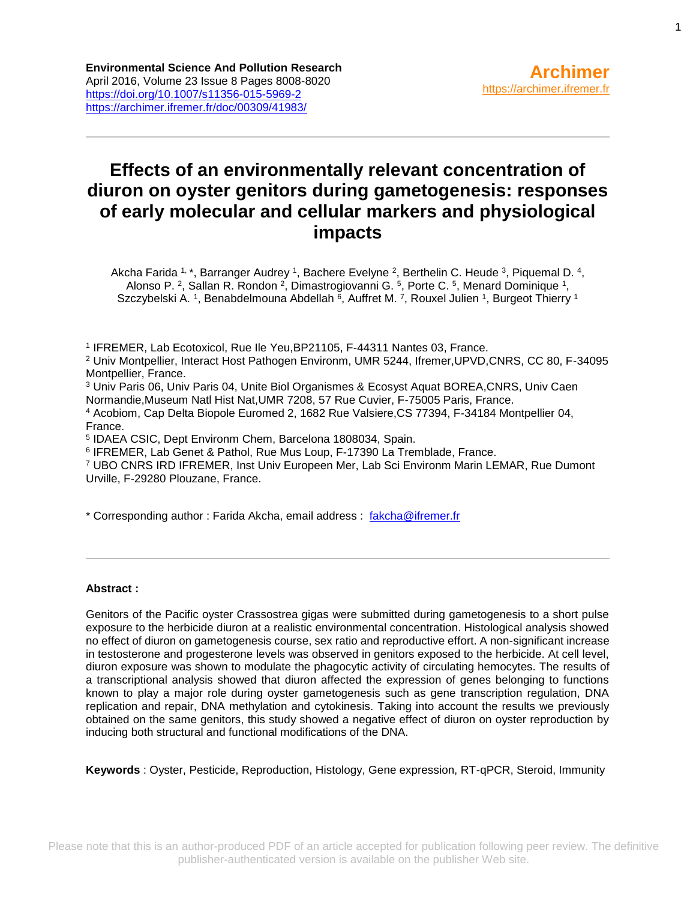**Environmental Science And Pollution Research**
April 2016, Volume 23 Issue 8 Pages 8008-8020
https://doi.org/10.1007/s11356-015-5969-2
https://archimer.ifremer.fr/doc/00309/41983/

**Archimer**
https://archimer.ifremer.fr

# Effects of an environmentally relevant concentration of diuron on oyster genitors during gametogenesis: responses of early molecular and cellular markers and physiological impacts

Akcha Farida [1,*], Barranger Audrey [1], Bachere Evelyne [2], Berthelin C. Heude [3], Piquemal D. [4], Alonso P. [2], Sallan R. Rondon [2], Dimastrogiovanni G. [5], Porte C. [5], Menard Dominique [1], Szczybelski A. [1], Benabdelmouna Abdellah [6], Auffret M. [7], Rouxel Julien [1], Burgeot Thierry [1]

[1] IFREMER, Lab Ecotoxicol, Rue Ile Yeu,BP21105, F-44311 Nantes 03, France.
[2] Univ Montpellier, Interact Host Pathogen Environm, UMR 5244, Ifremer,UPVD,CNRS, CC 80, F-34095 Montpellier, France.
[3] Univ Paris 06, Univ Paris 04, Unite Biol Organismes & Ecosyst Aquat BOREA,CNRS, Univ Caen Normandie,Museum Natl Hist Nat,UMR 7208, 57 Rue Cuvier, F-75005 Paris, France.
[4] Acobiom, Cap Delta Biopole Euromed 2, 1682 Rue Valsiere,CS 77394, F-34184 Montpellier 04, France.
[5] IDAEA CSIC, Dept Environm Chem, Barcelona 1808034, Spain.
[6] IFREMER, Lab Genet & Pathol, Rue Mus Loup, F-17390 La Tremblade, France.
[7] UBO CNRS IRD IFREMER, Inst Univ Europeen Mer, Lab Sci Environm Marin LEMAR, Rue Dumont Urville, F-29280 Plouzane, France.

* Corresponding author : Farida Akcha, email address : fakcha@ifremer.fr

**Abstract :**

Genitors of the Pacific oyster Crassostrea gigas were submitted during gametogenesis to a short pulse exposure to the herbicide diuron at a realistic environmental concentration. Histological analysis showed no effect of diuron on gametogenesis course, sex ratio and reproductive effort. A non-significant increase in testosterone and progesterone levels was observed in genitors exposed to the herbicide. At cell level, diuron exposure was shown to modulate the phagocytic activity of circulating hemocytes. The results of a transcriptional analysis showed that diuron affected the expression of genes belonging to functions known to play a major role during oyster gametogenesis such as gene transcription regulation, DNA replication and repair, DNA methylation and cytokinesis. Taking into account the results we previously obtained on the same genitors, this study showed a negative effect of diuron on oyster reproduction by inducing both structural and functional modifications of the DNA.

**Keywords** : Oyster, Pesticide, Reproduction, Histology, Gene expression, RT-qPCR, Steroid, Immunity

Please note that this is an author-produced PDF of an article accepted for publication following peer review. The definitive publisher-authenticated version is available on the publisher Web site.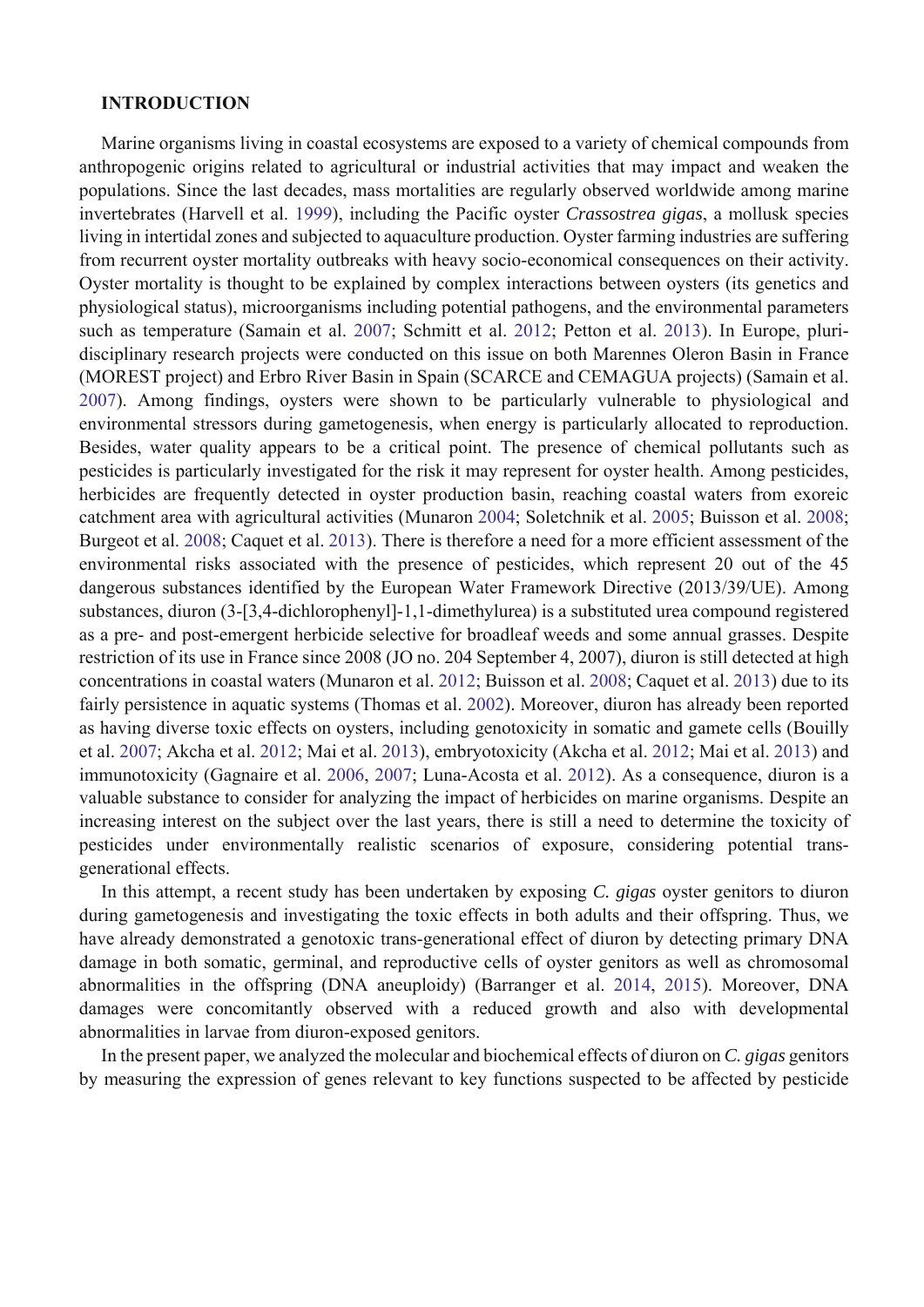## INTRODUCTION

Marine organisms living in coastal ecosystems are exposed to a variety of chemical compounds from anthropogenic origins related to agricultural or industrial activities that may impact and weaken the populations. Since the last decades, mass mortalities are regularly observed worldwide among marine invertebrates (Harvell et al. 1999), including the Pacific oyster *Crassostrea gigas*, a mollusk species living in intertidal zones and subjected to aquaculture production. Oyster farming industries are suffering from recurrent oyster mortality outbreaks with heavy socio-economical consequences on their activity. Oyster mortality is thought to be explained by complex interactions between oysters (its genetics and physiological status), microorganisms including potential pathogens, and the environmental parameters such as temperature (Samain et al. 2007; Schmitt et al. 2012; Petton et al. 2013). In Europe, pluri-disciplinary research projects were conducted on this issue on both Marennes Oleron Basin in France (MOREST project) and Erbro River Basin in Spain (SCARCE and CEMAGUA projects) (Samain et al. 2007). Among findings, oysters were shown to be particularly vulnerable to physiological and environmental stressors during gametogenesis, when energy is particularly allocated to reproduction. Besides, water quality appears to be a critical point. The presence of chemical pollutants such as pesticides is particularly investigated for the risk it may represent for oyster health. Among pesticides, herbicides are frequently detected in oyster production basin, reaching coastal waters from exoreic catchment area with agricultural activities (Munaron 2004; Soletchnik et al. 2005; Buisson et al. 2008; Burgeot et al. 2008; Caquet et al. 2013). There is therefore a need for a more efficient assessment of the environmental risks associated with the presence of pesticides, which represent 20 out of the 45 dangerous substances identified by the European Water Framework Directive (2013/39/UE). Among substances, diuron (3-[3,4-dichlorophenyl]-1,1-dimethylurea) is a substituted urea compound registered as a pre- and post-emergent herbicide selective for broadleaf weeds and some annual grasses. Despite restriction of its use in France since 2008 (JO no. 204 September 4, 2007), diuron is still detected at high concentrations in coastal waters (Munaron et al. 2012; Buisson et al. 2008; Caquet et al. 2013) due to its fairly persistence in aquatic systems (Thomas et al. 2002). Moreover, diuron has already been reported as having diverse toxic effects on oysters, including genotoxicity in somatic and gamete cells (Bouilly et al. 2007; Akcha et al. 2012; Mai et al. 2013), embryotoxicity (Akcha et al. 2012; Mai et al. 2013) and immunotoxicity (Gagnaire et al. 2006, 2007; Luna-Acosta et al. 2012). As a consequence, diuron is a valuable substance to consider for analyzing the impact of herbicides on marine organisms. Despite an increasing interest on the subject over the last years, there is still a need to determine the toxicity of pesticides under environmentally realistic scenarios of exposure, considering potential trans-generational effects.

In this attempt, a recent study has been undertaken by exposing *C. gigas* oyster genitors to diuron during gametogenesis and investigating the toxic effects in both adults and their offspring. Thus, we have already demonstrated a genotoxic trans-generational effect of diuron by detecting primary DNA damage in both somatic, germinal, and reproductive cells of oyster genitors as well as chromosomal abnormalities in the offspring (DNA aneuploidy) (Barranger et al. 2014, 2015). Moreover, DNA damages were concomitantly observed with a reduced growth and also with developmental abnormalities in larvae from diuron-exposed genitors.

In the present paper, we analyzed the molecular and biochemical effects of diuron on *C. gigas* genitors by measuring the expression of genes relevant to key functions suspected to be affected by pesticide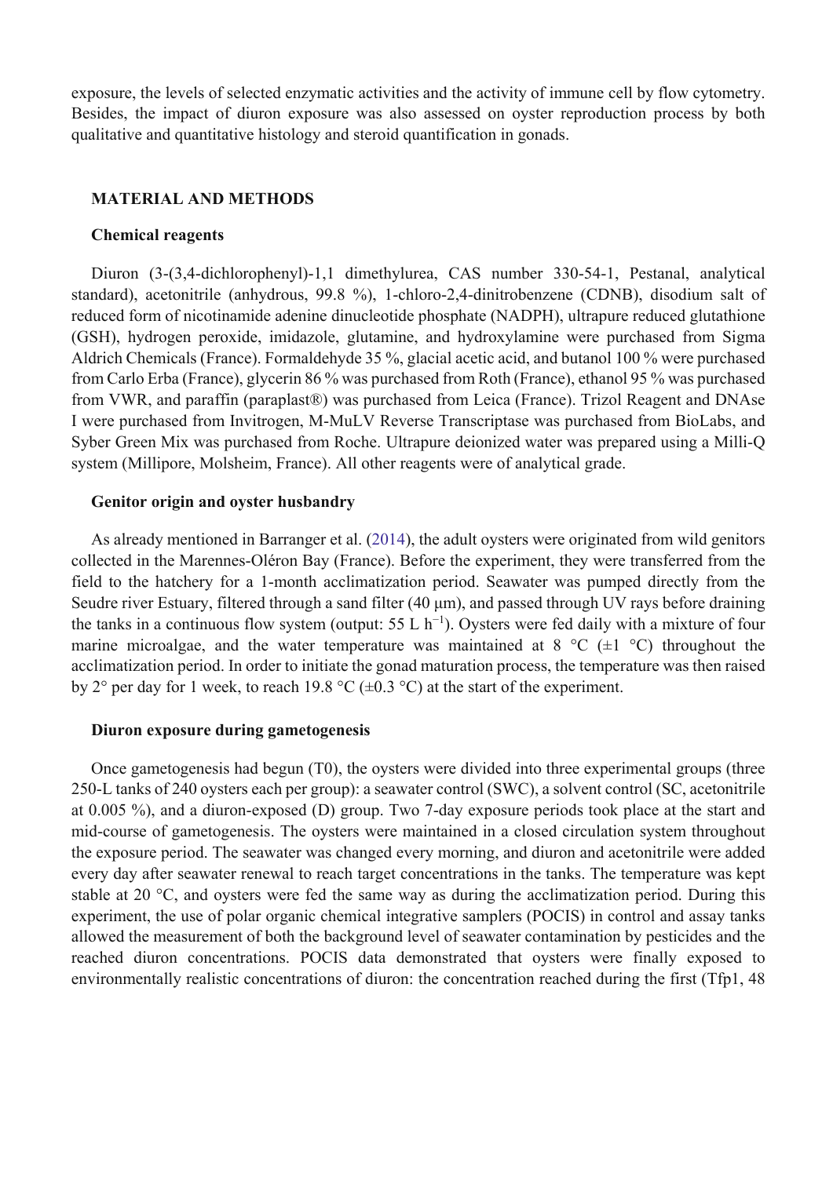exposure, the levels of selected enzymatic activities and the activity of immune cell by flow cytometry. Besides, the impact of diuron exposure was also assessed on oyster reproduction process by both qualitative and quantitative histology and steroid quantification in gonads.

## MATERIAL AND METHODS

### Chemical reagents

Diuron (3-(3,4-dichlorophenyl)-1,1 dimethylurea, CAS number 330-54-1, Pestanal, analytical standard), acetonitrile (anhydrous, 99.8 %), 1-chloro-2,4-dinitrobenzene (CDNB), disodium salt of reduced form of nicotinamide adenine dinucleotide phosphate (NADPH), ultrapure reduced glutathione (GSH), hydrogen peroxide, imidazole, glutamine, and hydroxylamine were purchased from Sigma Aldrich Chemicals (France). Formaldehyde 35 %, glacial acetic acid, and butanol 100 % were purchased from Carlo Erba (France), glycerin 86 % was purchased from Roth (France), ethanol 95 % was purchased from VWR, and paraffin (paraplast®) was purchased from Leica (France). Trizol Reagent and DNAse I were purchased from Invitrogen, M-MuLV Reverse Transcriptase was purchased from BioLabs, and Syber Green Mix was purchased from Roche. Ultrapure deionized water was prepared using a Milli-Q system (Millipore, Molsheim, France). All other reagents were of analytical grade.

### Genitor origin and oyster husbandry

As already mentioned in Barranger et al. (2014), the adult oysters were originated from wild genitors collected in the Marennes-Oléron Bay (France). Before the experiment, they were transferred from the field to the hatchery for a 1-month acclimatization period. Seawater was pumped directly from the Seudre river Estuary, filtered through a sand filter (40 µm), and passed through UV rays before draining the tanks in a continuous flow system (output: 55 L $h^{-1}$). Oysters were fed daily with a mixture of four marine microalgae, and the water temperature was maintained at 8 °C (±1 °C) throughout the acclimatization period. In order to initiate the gonad maturation process, the temperature was then raised by 2° per day for 1 week, to reach 19.8 °C (±0.3 °C) at the start of the experiment.

### Diuron exposure during gametogenesis

Once gametogenesis had begun (T0), the oysters were divided into three experimental groups (three 250-L tanks of 240 oysters each per group): a seawater control (SWC), a solvent control (SC, acetonitrile at 0.005 %), and a diuron-exposed (D) group. Two 7-day exposure periods took place at the start and mid-course of gametogenesis. The oysters were maintained in a closed circulation system throughout the exposure period. The seawater was changed every morning, and diuron and acetonitrile were added every day after seawater renewal to reach target concentrations in the tanks. The temperature was kept stable at 20 °C, and oysters were fed the same way as during the acclimatization period. During this experiment, the use of polar organic chemical integrative samplers (POCIS) in control and assay tanks allowed the measurement of both the background level of seawater contamination by pesticides and the reached diuron concentrations. POCIS data demonstrated that oysters were finally exposed to environmentally realistic concentrations of diuron: the concentration reached during the first (Tfp1, 48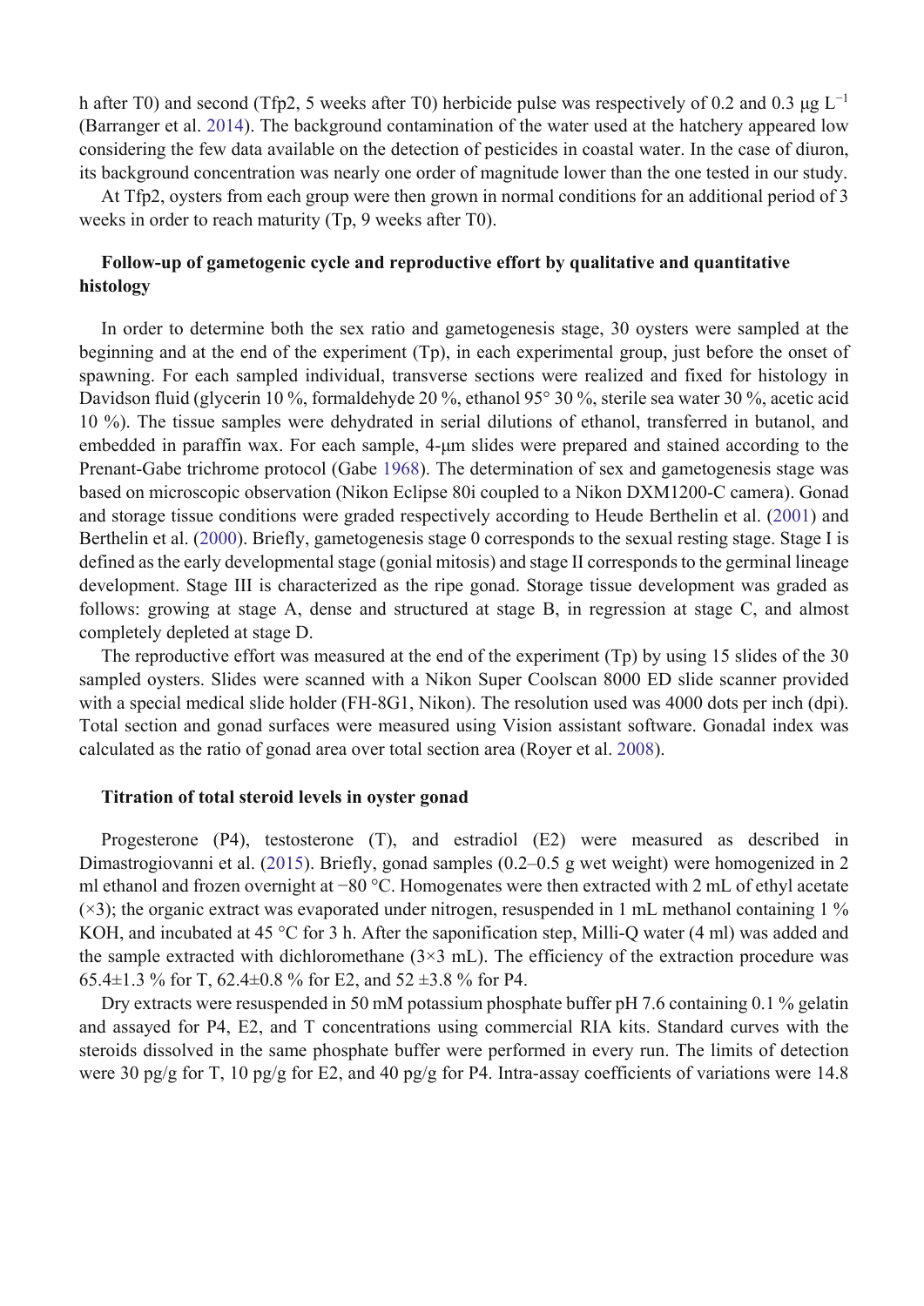h after T0) and second (Tfp2, 5 weeks after T0) herbicide pulse was respectively of 0.2 and 0.3 μg $L^{-1}$ (Barranger et al. 2014). The background contamination of the water used at the hatchery appeared low considering the few data available on the detection of pesticides in coastal water. In the case of diuron, its background concentration was nearly one order of magnitude lower than the one tested in our study.

At Tfp2, oysters from each group were then grown in normal conditions for an additional period of 3 weeks in order to reach maturity (Tp, 9 weeks after T0).

### Follow-up of gametogenic cycle and reproductive effort by qualitative and quantitative histology

In order to determine both the sex ratio and gametogenesis stage, 30 oysters were sampled at the beginning and at the end of the experiment (Tp), in each experimental group, just before the onset of spawning. For each sampled individual, transverse sections were realized and fixed for histology in Davidson fluid (glycerin 10 %, formaldehyde 20 %, ethanol 95° 30 %, sterile sea water 30 %, acetic acid 10 %). The tissue samples were dehydrated in serial dilutions of ethanol, transferred in butanol, and embedded in paraffin wax. For each sample, 4-μm slides were prepared and stained according to the Prenant-Gabe trichrome protocol (Gabe 1968). The determination of sex and gametogenesis stage was based on microscopic observation (Nikon Eclipse 80i coupled to a Nikon DXM1200-C camera). Gonad and storage tissue conditions were graded respectively according to Heude Berthelin et al. (2001) and Berthelin et al. (2000). Briefly, gametogenesis stage 0 corresponds to the sexual resting stage. Stage I is defined as the early developmental stage (gonial mitosis) and stage II corresponds to the germinal lineage development. Stage III is characterized as the ripe gonad. Storage tissue development was graded as follows: growing at stage A, dense and structured at stage B, in regression at stage C, and almost completely depleted at stage D.

The reproductive effort was measured at the end of the experiment (Tp) by using 15 slides of the 30 sampled oysters. Slides were scanned with a Nikon Super Coolscan 8000 ED slide scanner provided with a special medical slide holder (FH-8G1, Nikon). The resolution used was 4000 dots per inch (dpi). Total section and gonad surfaces were measured using Vision assistant software. Gonadal index was calculated as the ratio of gonad area over total section area (Royer et al. 2008).

### Titration of total steroid levels in oyster gonad

Progesterone (P4), testosterone (T), and estradiol (E2) were measured as described in Dimastrogiovanni et al. (2015). Briefly, gonad samples (0.2–0.5 g wet weight) were homogenized in 2 ml ethanol and frozen overnight at −80 °C. Homogenates were then extracted with 2 mL of ethyl acetate (×3); the organic extract was evaporated under nitrogen, resuspended in 1 mL methanol containing 1 % KOH, and incubated at 45 °C for 3 h. After the saponification step, Milli-Q water (4 ml) was added and the sample extracted with dichloromethane (3×3 mL). The efficiency of the extraction procedure was 65.4±1.3 % for T, 62.4±0.8 % for E2, and 52 ±3.8 % for P4.

Dry extracts were resuspended in 50 mM potassium phosphate buffer pH 7.6 containing 0.1 % gelatin and assayed for P4, E2, and T concentrations using commercial RIA kits. Standard curves with the steroids dissolved in the same phosphate buffer were performed in every run. The limits of detection were 30 pg/g for T, 10 pg/g for E2, and 40 pg/g for P4. Intra-assay coefficients of variations were 14.8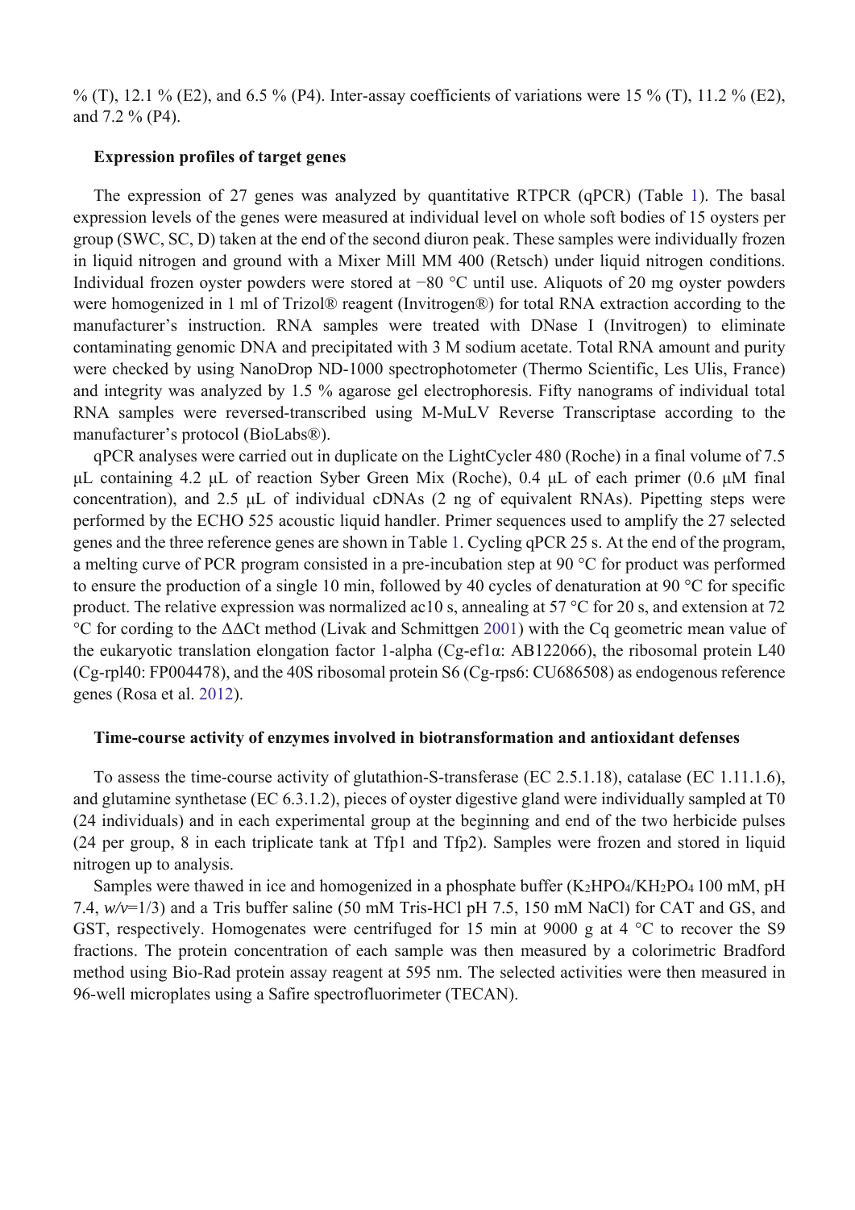% (T), 12.1 % (E2), and 6.5 % (P4). Inter-assay coefficients of variations were 15 % (T), 11.2 % (E2), and 7.2 % (P4).

### Expression profiles of target genes

The expression of 27 genes was analyzed by quantitative RTPCR (qPCR) (Table 1). The basal expression levels of the genes were measured at individual level on whole soft bodies of 15 oysters per group (SWC, SC, D) taken at the end of the second diuron peak. These samples were individually frozen in liquid nitrogen and ground with a Mixer Mill MM 400 (Retsch) under liquid nitrogen conditions. Individual frozen oyster powders were stored at −80 °C until use. Aliquots of 20 mg oyster powders were homogenized in 1 ml of Trizol® reagent (Invitrogen®) for total RNA extraction according to the manufacturer's instruction. RNA samples were treated with DNase I (Invitrogen) to eliminate contaminating genomic DNA and precipitated with 3 M sodium acetate. Total RNA amount and purity were checked by using NanoDrop ND-1000 spectrophotometer (Thermo Scientific, Les Ulis, France) and integrity was analyzed by 1.5 % agarose gel electrophoresis. Fifty nanograms of individual total RNA samples were reversed-transcribed using M-MuLV Reverse Transcriptase according to the manufacturer's protocol (BioLabs®).

qPCR analyses were carried out in duplicate on the LightCycler 480 (Roche) in a final volume of 7.5 μL containing 4.2 μL of reaction Syber Green Mix (Roche), 0.4 μL of each primer (0.6 μM final concentration), and 2.5 μL of individual cDNAs (2 ng of equivalent RNAs). Pipetting steps were performed by the ECHO 525 acoustic liquid handler. Primer sequences used to amplify the 27 selected genes and the three reference genes are shown in Table 1. Cycling qPCR 25 s. At the end of the program, a melting curve of PCR program consisted in a pre-incubation step at 90 °C for product was performed to ensure the production of a single 10 min, followed by 40 cycles of denaturation at 90 °C for specific product. The relative expression was normalized ac10 s, annealing at 57 °C for 20 s, and extension at 72 °C for cording to the ΔΔCt method (Livak and Schmittgen 2001) with the Cq geometric mean value of the eukaryotic translation elongation factor 1-alpha (Cg-ef1α: AB122066), the ribosomal protein L40 (Cg-rpl40: FP004478), and the 40S ribosomal protein S6 (Cg-rps6: CU686508) as endogenous reference genes (Rosa et al. 2012).

### Time-course activity of enzymes involved in biotransformation and antioxidant defenses

To assess the time-course activity of glutathion-S-transferase (EC 2.5.1.18), catalase (EC 1.11.1.6), and glutamine synthetase (EC 6.3.1.2), pieces of oyster digestive gland were individually sampled at T0 (24 individuals) and in each experimental group at the beginning and end of the two herbicide pulses (24 per group, 8 in each triplicate tank at Tfp1 and Tfp2). Samples were frozen and stored in liquid nitrogen up to analysis.

Samples were thawed in ice and homogenized in a phosphate buffer ($K_2HPO_4$/$KH_2PO_4$ 100 mM, pH 7.4, *w/v*=1/3) and a Tris buffer saline (50 mM Tris-HCl pH 7.5, 150 mM NaCl) for CAT and GS, and GST, respectively. Homogenates were centrifuged for 15 min at 9000 g at 4 °C to recover the S9 fractions. The protein concentration of each sample was then measured by a colorimetric Bradford method using Bio-Rad protein assay reagent at 595 nm. The selected activities were then measured in 96-well microplates using a Safire spectrofluorimeter (TECAN).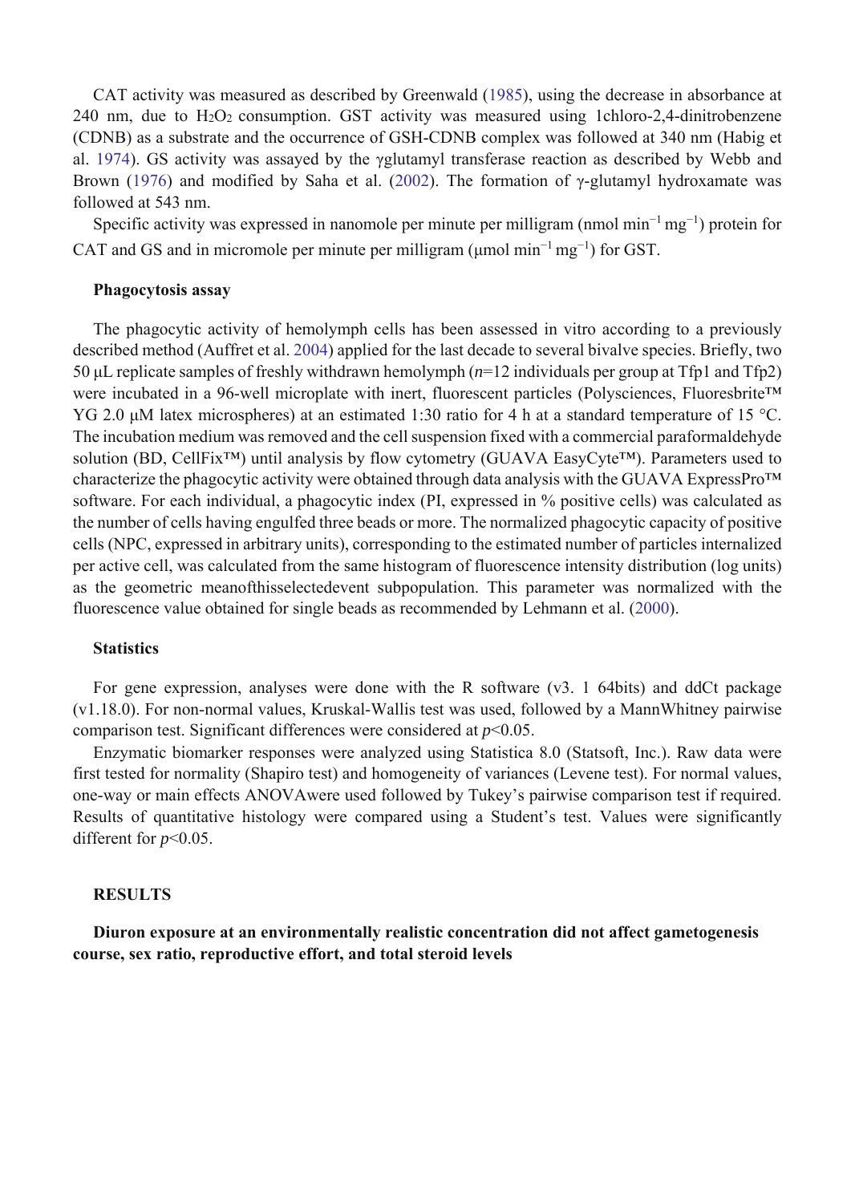CAT activity was measured as described by Greenwald (1985), using the decrease in absorbance at 240 nm, due to $H_2O_2$ consumption. GST activity was measured using 1chloro-2,4-dinitrobenzene (CDNB) as a substrate and the occurrence of GSH-CDNB complex was followed at 340 nm (Habig et al. 1974). GS activity was assayed by the γglutamyl transferase reaction as described by Webb and Brown (1976) and modified by Saha et al. (2002). The formation of γ-glutamyl hydroxamate was followed at 543 nm.

Specific activity was expressed in nanomole per minute per milligram (nmol $min^{-1}$ $mg^{-1}$) protein for CAT and GS and in micromole per minute per milligram (μmol $min^{-1}$ $mg^{-1}$) for GST.

### Phagocytosis assay

The phagocytic activity of hemolymph cells has been assessed in vitro according to a previously described method (Auffret et al. 2004) applied for the last decade to several bivalve species. Briefly, two 50 μL replicate samples of freshly withdrawn hemolymph ($n$=12 individuals per group at Tfp1 and Tfp2) were incubated in a 96-well microplate with inert, fluorescent particles (Polysciences, Fluoresbrite™ YG 2.0 μM latex microspheres) at an estimated 1:30 ratio for 4 h at a standard temperature of 15 °C. The incubation medium was removed and the cell suspension fixed with a commercial paraformaldehyde solution (BD, CellFix™) until analysis by flow cytometry (GUAVA EasyCyte™). Parameters used to characterize the phagocytic activity were obtained through data analysis with the GUAVA ExpressPro™ software. For each individual, a phagocytic index (PI, expressed in % positive cells) was calculated as the number of cells having engulfed three beads or more. The normalized phagocytic capacity of positive cells (NPC, expressed in arbitrary units), corresponding to the estimated number of particles internalized per active cell, was calculated from the same histogram of fluorescence intensity distribution (log units) as the geometric meanofthisselectedevent subpopulation. This parameter was normalized with the fluorescence value obtained for single beads as recommended by Lehmann et al. (2000).

### Statistics

For gene expression, analyses were done with the R software (v3. 1 64bits) and ddCt package (v1.18.0). For non-normal values, Kruskal-Wallis test was used, followed by a MannWhitney pairwise comparison test. Significant differences were considered at $p$<0.05.

Enzymatic biomarker responses were analyzed using Statistica 8.0 (Statsoft, Inc.). Raw data were first tested for normality (Shapiro test) and homogeneity of variances (Levene test). For normal values, one-way or main effects ANOVAwere used followed by Tukey's pairwise comparison test if required. Results of quantitative histology were compared using a Student's test. Values were significantly different for $p$<0.05.

## RESULTS

### Diuron exposure at an environmentally realistic concentration did not affect gametogenesis course, sex ratio, reproductive effort, and total steroid levels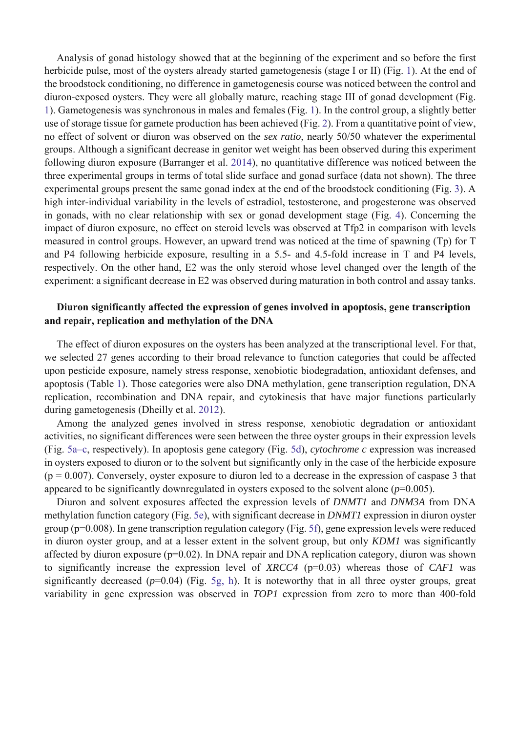Analysis of gonad histology showed that at the beginning of the experiment and so before the first herbicide pulse, most of the oysters already started gametogenesis (stage I or II) (Fig. 1). At the end of the broodstock conditioning, no difference in gametogenesis course was noticed between the control and diuron-exposed oysters. They were all globally mature, reaching stage III of gonad development (Fig. 1). Gametogenesis was synchronous in males and females (Fig. 1). In the control group, a slightly better use of storage tissue for gamete production has been achieved (Fig. 2). From a quantitative point of view, no effect of solvent or diuron was observed on the *sex ratio*, nearly 50/50 whatever the experimental groups. Although a significant decrease in genitor wet weight has been observed during this experiment following diuron exposure (Barranger et al. 2014), no quantitative difference was noticed between the three experimental groups in terms of total slide surface and gonad surface (data not shown). The three experimental groups present the same gonad index at the end of the broodstock conditioning (Fig. 3). A high inter-individual variability in the levels of estradiol, testosterone, and progesterone was observed in gonads, with no clear relationship with sex or gonad development stage (Fig. 4). Concerning the impact of diuron exposure, no effect on steroid levels was observed at Tfp2 in comparison with levels measured in control groups. However, an upward trend was noticed at the time of spawning (Tp) for T and P4 following herbicide exposure, resulting in a 5.5- and 4.5-fold increase in T and P4 levels, respectively. On the other hand, E2 was the only steroid whose level changed over the length of the experiment: a significant decrease in E2 was observed during maturation in both control and assay tanks.

## Diuron significantly affected the expression of genes involved in apoptosis, gene transcription and repair, replication and methylation of the DNA

The effect of diuron exposures on the oysters has been analyzed at the transcriptional level. For that, we selected 27 genes according to their broad relevance to function categories that could be affected upon pesticide exposure, namely stress response, xenobiotic biodegradation, antioxidant defenses, and apoptosis (Table 1). Those categories were also DNA methylation, gene transcription regulation, DNA replication, recombination and DNA repair, and cytokinesis that have major functions particularly during gametogenesis (Dheilly et al. 2012).

Among the analyzed genes involved in stress response, xenobiotic degradation or antioxidant activities, no significant differences were seen between the three oyster groups in their expression levels (Fig. 5a–c, respectively). In apoptosis gene category (Fig. 5d), *cytochrome c* expression was increased in oysters exposed to diuron or to the solvent but significantly only in the case of the herbicide exposure ($p = 0.007$). Conversely, oyster exposure to diuron led to a decrease in the expression of caspase 3 that appeared to be significantly downregulated in oysters exposed to the solvent alone ($p=0.005$).

Diuron and solvent exposures affected the expression levels of *DNMT1* and *DNM3A* from DNA methylation function category (Fig. 5e), with significant decrease in *DNMT1* expression in diuron oyster group ($p=0.008$). In gene transcription regulation category (Fig. 5f), gene expression levels were reduced in diuron oyster group, and at a lesser extent in the solvent group, but only *KDM1* was significantly affected by diuron exposure ($p=0.02$). In DNA repair and DNA replication category, diuron was shown to significantly increase the expression level of *XRCC4* ($p=0.03$) whereas those of *CAF1* was significantly decreased ($p=0.04$) (Fig. 5g, h). It is noteworthy that in all three oyster groups, great variability in gene expression was observed in *TOP1* expression from zero to more than 400-fold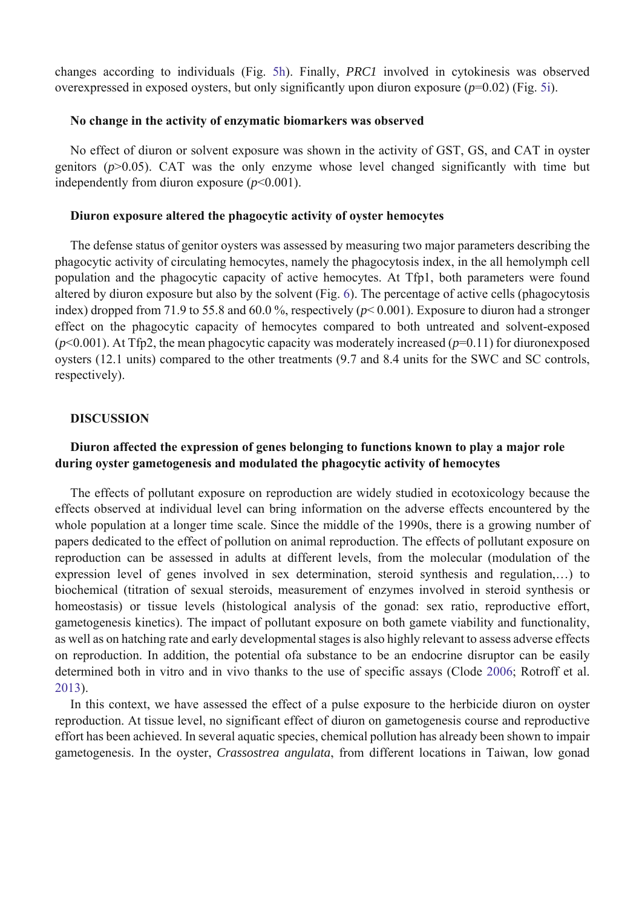changes according to individuals (Fig. 5h). Finally, *PRC1* involved in cytokinesis was observed overexpressed in exposed oysters, but only significantly upon diuron exposure ($p$=0.02) (Fig. 5i).

### No change in the activity of enzymatic biomarkers was observed

No effect of diuron or solvent exposure was shown in the activity of GST, GS, and CAT in oyster genitors ($p$>0.05). CAT was the only enzyme whose level changed significantly with time but independently from diuron exposure ($p$<0.001).

### Diuron exposure altered the phagocytic activity of oyster hemocytes

The defense status of genitor oysters was assessed by measuring two major parameters describing the phagocytic activity of circulating hemocytes, namely the phagocytosis index, in the all hemolymph cell population and the phagocytic capacity of active hemocytes. At Tfp1, both parameters were found altered by diuron exposure but also by the solvent (Fig. 6). The percentage of active cells (phagocytosis index) dropped from 71.9 to 55.8 and 60.0 %, respectively ($p$< 0.001). Exposure to diuron had a stronger effect on the phagocytic capacity of hemocytes compared to both untreated and solvent-exposed ($p$<0.001). At Tfp2, the mean phagocytic capacity was moderately increased ($p$=0.11) for diuronexposed oysters (12.1 units) compared to the other treatments (9.7 and 8.4 units for the SWC and SC controls, respectively).

## DISCUSSION

### Diuron affected the expression of genes belonging to functions known to play a major role during oyster gametogenesis and modulated the phagocytic activity of hemocytes

The effects of pollutant exposure on reproduction are widely studied in ecotoxicology because the effects observed at individual level can bring information on the adverse effects encountered by the whole population at a longer time scale. Since the middle of the 1990s, there is a growing number of papers dedicated to the effect of pollution on animal reproduction. The effects of pollutant exposure on reproduction can be assessed in adults at different levels, from the molecular (modulation of the expression level of genes involved in sex determination, steroid synthesis and regulation,…) to biochemical (titration of sexual steroids, measurement of enzymes involved in steroid synthesis or homeostasis) or tissue levels (histological analysis of the gonad: sex ratio, reproductive effort, gametogenesis kinetics). The impact of pollutant exposure on both gamete viability and functionality, as well as on hatching rate and early developmental stages is also highly relevant to assess adverse effects on reproduction. In addition, the potential ofa substance to be an endocrine disruptor can be easily determined both in vitro and in vivo thanks to the use of specific assays (Clode 2006; Rotroff et al. 2013).

In this context, we have assessed the effect of a pulse exposure to the herbicide diuron on oyster reproduction. At tissue level, no significant effect of diuron on gametogenesis course and reproductive effort has been achieved. In several aquatic species, chemical pollution has already been shown to impair gametogenesis. In the oyster, *Crassostrea angulata*, from different locations in Taiwan, low gonad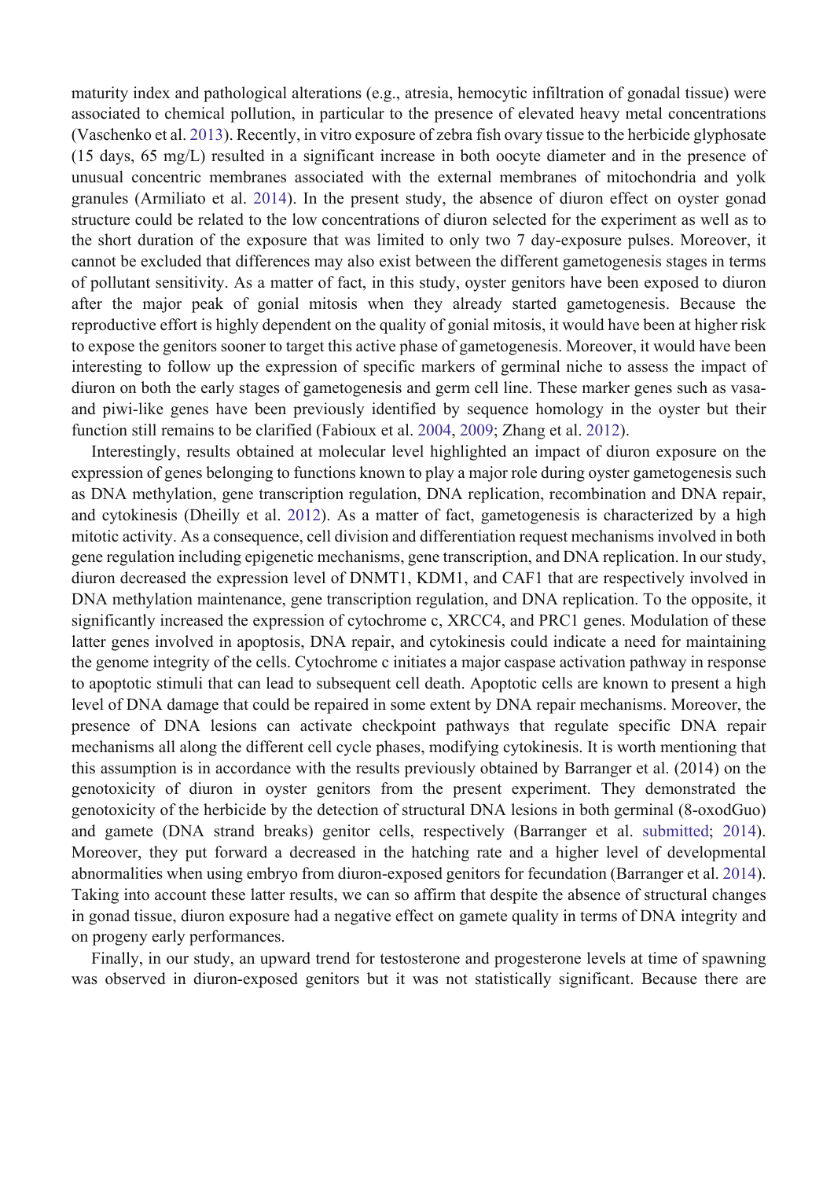maturity index and pathological alterations (e.g., atresia, hemocytic infiltration of gonadal tissue) were associated to chemical pollution, in particular to the presence of elevated heavy metal concentrations (Vaschenko et al. 2013). Recently, in vitro exposure of zebra fish ovary tissue to the herbicide glyphosate (15 days, 65 mg/L) resulted in a significant increase in both oocyte diameter and in the presence of unusual concentric membranes associated with the external membranes of mitochondria and yolk granules (Armiliato et al. 2014). In the present study, the absence of diuron effect on oyster gonad structure could be related to the low concentrations of diuron selected for the experiment as well as to the short duration of the exposure that was limited to only two 7 day-exposure pulses. Moreover, it cannot be excluded that differences may also exist between the different gametogenesis stages in terms of pollutant sensitivity. As a matter of fact, in this study, oyster genitors have been exposed to diuron after the major peak of gonial mitosis when they already started gametogenesis. Because the reproductive effort is highly dependent on the quality of gonial mitosis, it would have been at higher risk to expose the genitors sooner to target this active phase of gametogenesis. Moreover, it would have been interesting to follow up the expression of specific markers of germinal niche to assess the impact of diuron on both the early stages of gametogenesis and germ cell line. These marker genes such as vasa- and piwi-like genes have been previously identified by sequence homology in the oyster but their function still remains to be clarified (Fabioux et al. 2004, 2009; Zhang et al. 2012).

Interestingly, results obtained at molecular level highlighted an impact of diuron exposure on the expression of genes belonging to functions known to play a major role during oyster gametogenesis such as DNA methylation, gene transcription regulation, DNA replication, recombination and DNA repair, and cytokinesis (Dheilly et al. 2012). As a matter of fact, gametogenesis is characterized by a high mitotic activity. As a consequence, cell division and differentiation request mechanisms involved in both gene regulation including epigenetic mechanisms, gene transcription, and DNA replication. In our study, diuron decreased the expression level of DNMT1, KDM1, and CAF1 that are respectively involved in DNA methylation maintenance, gene transcription regulation, and DNA replication. To the opposite, it significantly increased the expression of cytochrome c, XRCC4, and PRC1 genes. Modulation of these latter genes involved in apoptosis, DNA repair, and cytokinesis could indicate a need for maintaining the genome integrity of the cells. Cytochrome c initiates a major caspase activation pathway in response to apoptotic stimuli that can lead to subsequent cell death. Apoptotic cells are known to present a high level of DNA damage that could be repaired in some extent by DNA repair mechanisms. Moreover, the presence of DNA lesions can activate checkpoint pathways that regulate specific DNA repair mechanisms all along the different cell cycle phases, modifying cytokinesis. It is worth mentioning that this assumption is in accordance with the results previously obtained by Barranger et al. (2014) on the genotoxicity of diuron in oyster genitors from the present experiment. They demonstrated the genotoxicity of the herbicide by the detection of structural DNA lesions in both germinal (8-oxodGuo) and gamete (DNA strand breaks) genitor cells, respectively (Barranger et al. submitted; 2014). Moreover, they put forward a decreased in the hatching rate and a higher level of developmental abnormalities when using embryo from diuron-exposed genitors for fecundation (Barranger et al. 2014). Taking into account these latter results, we can so affirm that despite the absence of structural changes in gonad tissue, diuron exposure had a negative effect on gamete quality in terms of DNA integrity and on progeny early performances.

Finally, in our study, an upward trend for testosterone and progesterone levels at time of spawning was observed in diuron-exposed genitors but it was not statistically significant. Because there are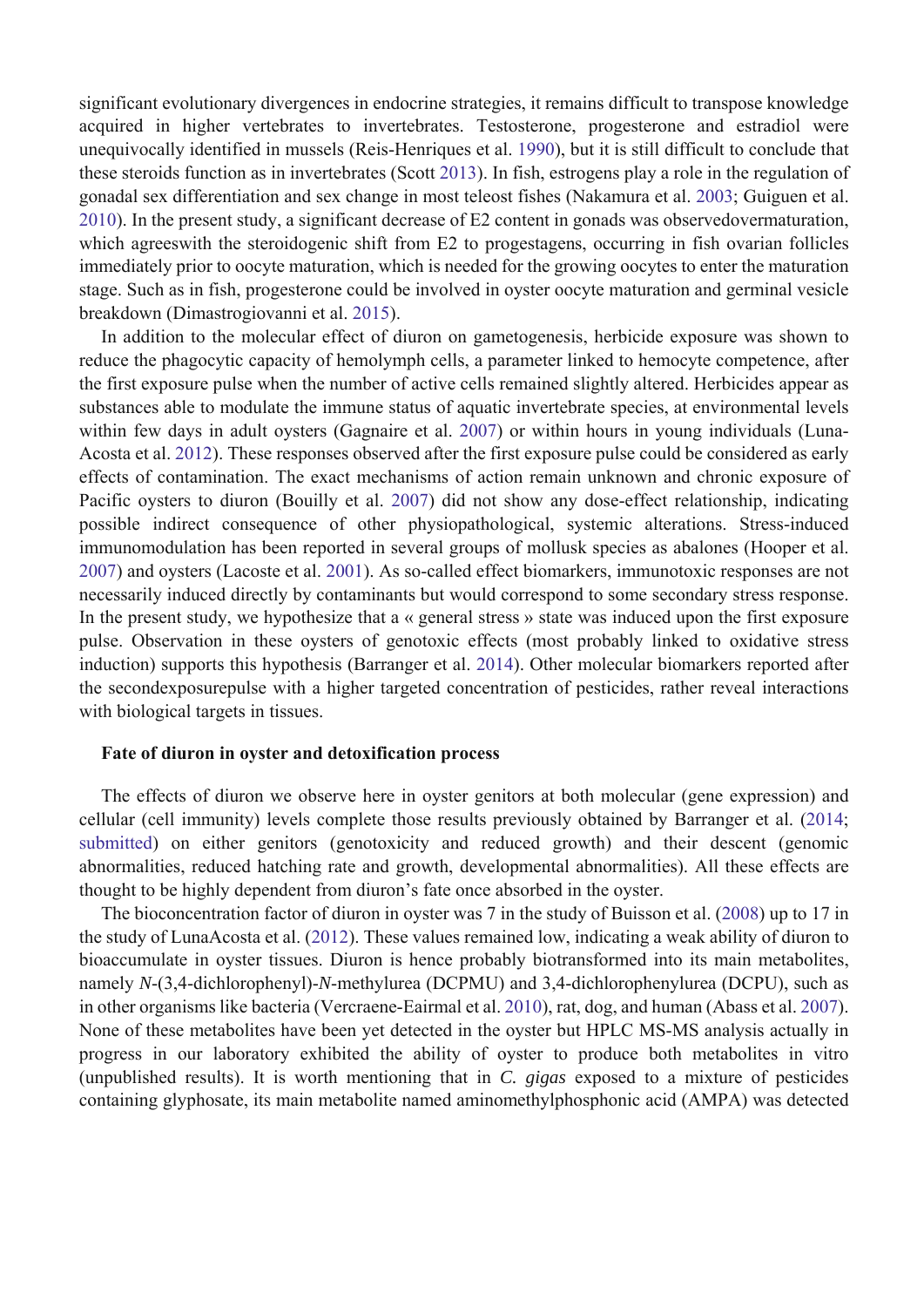significant evolutionary divergences in endocrine strategies, it remains difficult to transpose knowledge acquired in higher vertebrates to invertebrates. Testosterone, progesterone and estradiol were unequivocally identified in mussels (Reis-Henriques et al. 1990), but it is still difficult to conclude that these steroids function as in invertebrates (Scott 2013). In fish, estrogens play a role in the regulation of gonadal sex differentiation and sex change in most teleost fishes (Nakamura et al. 2003; Guiguen et al. 2010). In the present study, a significant decrease of E2 content in gonads was observedovermaturation, which agreeswith the steroidogenic shift from E2 to progestagens, occurring in fish ovarian follicles immediately prior to oocyte maturation, which is needed for the growing oocytes to enter the maturation stage. Such as in fish, progesterone could be involved in oyster oocyte maturation and germinal vesicle breakdown (Dimastrogiovanni et al. 2015).

In addition to the molecular effect of diuron on gametogenesis, herbicide exposure was shown to reduce the phagocytic capacity of hemolymph cells, a parameter linked to hemocyte competence, after the first exposure pulse when the number of active cells remained slightly altered. Herbicides appear as substances able to modulate the immune status of aquatic invertebrate species, at environmental levels within few days in adult oysters (Gagnaire et al. 2007) or within hours in young individuals (Luna-Acosta et al. 2012). These responses observed after the first exposure pulse could be considered as early effects of contamination. The exact mechanisms of action remain unknown and chronic exposure of Pacific oysters to diuron (Bouilly et al. 2007) did not show any dose-effect relationship, indicating possible indirect consequence of other physiopathological, systemic alterations. Stress-induced immunomodulation has been reported in several groups of mollusk species as abalones (Hooper et al. 2007) and oysters (Lacoste et al. 2001). As so-called effect biomarkers, immunotoxic responses are not necessarily induced directly by contaminants but would correspond to some secondary stress response. In the present study, we hypothesize that a « general stress » state was induced upon the first exposure pulse. Observation in these oysters of genotoxic effects (most probably linked to oxidative stress induction) supports this hypothesis (Barranger et al. 2014). Other molecular biomarkers reported after the secondexposurepulse with a higher targeted concentration of pesticides, rather reveal interactions with biological targets in tissues.

### Fate of diuron in oyster and detoxification process

The effects of diuron we observe here in oyster genitors at both molecular (gene expression) and cellular (cell immunity) levels complete those results previously obtained by Barranger et al. (2014; submitted) on either genitors (genotoxicity and reduced growth) and their descent (genomic abnormalities, reduced hatching rate and growth, developmental abnormalities). All these effects are thought to be highly dependent from diuron's fate once absorbed in the oyster.

The bioconcentration factor of diuron in oyster was 7 in the study of Buisson et al. (2008) up to 17 in the study of LunaAcosta et al. (2012). These values remained low, indicating a weak ability of diuron to bioaccumulate in oyster tissues. Diuron is hence probably biotransformed into its main metabolites, namely *N*-(3,4-dichlorophenyl)-*N*-methylurea (DCPMU) and 3,4-dichlorophenylurea (DCPU), such as in other organisms like bacteria (Vercraene-Eairmal et al. 2010), rat, dog, and human (Abass et al. 2007). None of these metabolites have been yet detected in the oyster but HPLC MS-MS analysis actually in progress in our laboratory exhibited the ability of oyster to produce both metabolites in vitro (unpublished results). It is worth mentioning that in *C. gigas* exposed to a mixture of pesticides containing glyphosate, its main metabolite named aminomethylphosphonic acid (AMPA) was detected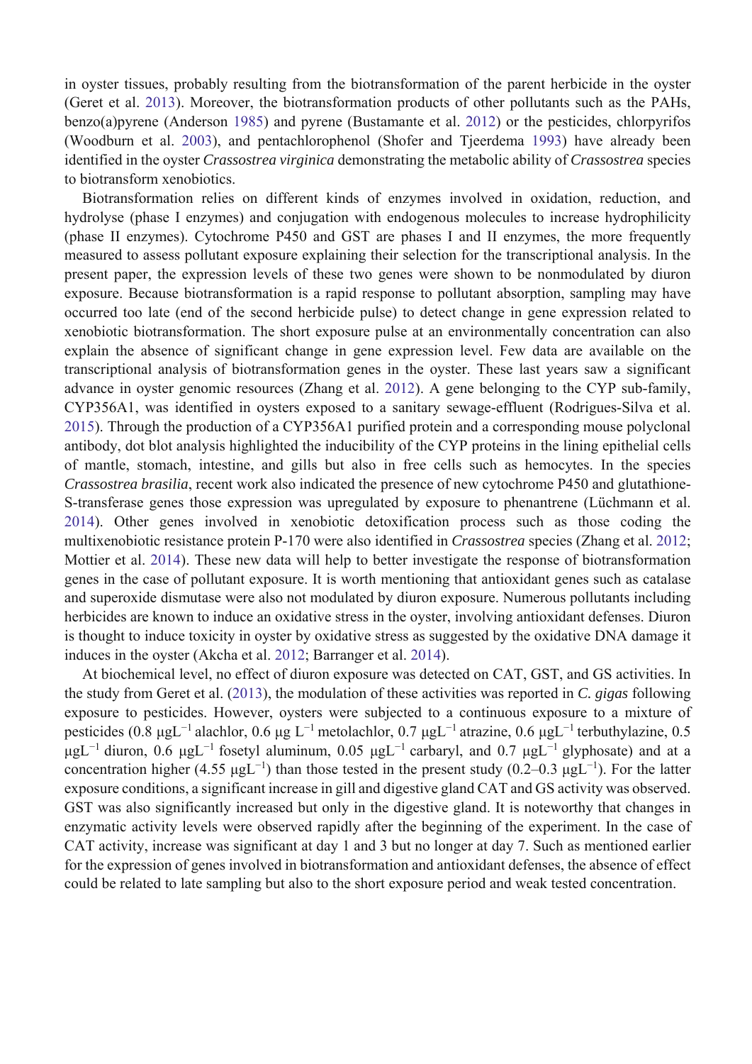in oyster tissues, probably resulting from the biotransformation of the parent herbicide in the oyster (Geret et al. 2013). Moreover, the biotransformation products of other pollutants such as the PAHs, benzo(a)pyrene (Anderson 1985) and pyrene (Bustamante et al. 2012) or the pesticides, chlorpyrifos (Woodburn et al. 2003), and pentachlorophenol (Shofer and Tjeerdema 1993) have already been identified in the oyster *Crassostrea virginica* demonstrating the metabolic ability of *Crassostrea* species to biotransform xenobiotics.

Biotransformation relies on different kinds of enzymes involved in oxidation, reduction, and hydrolyse (phase I enzymes) and conjugation with endogenous molecules to increase hydrophilicity (phase II enzymes). Cytochrome P450 and GST are phases I and II enzymes, the more frequently measured to assess pollutant exposure explaining their selection for the transcriptional analysis. In the present paper, the expression levels of these two genes were shown to be nonmodulated by diuron exposure. Because biotransformation is a rapid response to pollutant absorption, sampling may have occurred too late (end of the second herbicide pulse) to detect change in gene expression related to xenobiotic biotransformation. The short exposure pulse at an environmentally concentration can also explain the absence of significant change in gene expression level. Few data are available on the transcriptional analysis of biotransformation genes in the oyster. These last years saw a significant advance in oyster genomic resources (Zhang et al. 2012). A gene belonging to the CYP sub-family, CYP356A1, was identified in oysters exposed to a sanitary sewage-effluent (Rodrigues-Silva et al. 2015). Through the production of a CYP356A1 purified protein and a corresponding mouse polyclonal antibody, dot blot analysis highlighted the inducibility of the CYP proteins in the lining epithelial cells of mantle, stomach, intestine, and gills but also in free cells such as hemocytes. In the species *Crassostrea brasilia*, recent work also indicated the presence of new cytochrome P450 and glutathione-S-transferase genes those expression was upregulated by exposure to phenantrene (Lüchmann et al. 2014). Other genes involved in xenobiotic detoxification process such as those coding the multixenobiotic resistance protein P-170 were also identified in *Crassostrea* species (Zhang et al. 2012; Mottier et al. 2014). These new data will help to better investigate the response of biotransformation genes in the case of pollutant exposure. It is worth mentioning that antioxidant genes such as catalase and superoxide dismutase were also not modulated by diuron exposure. Numerous pollutants including herbicides are known to induce an oxidative stress in the oyster, involving antioxidant defenses. Diuron is thought to induce toxicity in oyster by oxidative stress as suggested by the oxidative DNA damage it induces in the oyster (Akcha et al. 2012; Barranger et al. 2014).

At biochemical level, no effect of diuron exposure was detected on CAT, GST, and GS activities. In the study from Geret et al. (2013), the modulation of these activities was reported in *C. gigas* following exposure to pesticides. However, oysters were subjected to a continuous exposure to a mixture of pesticides (0.8 $\mu gL^{-1}$ alachlor, 0.6 $\mu g\ L^{-1}$ metolachlor, 0.7 $\mu gL^{-1}$ atrazine, 0.6 $\mu gL^{-1}$ terbuthylazine, 0.5 $\mu gL^{-1}$ diuron, 0.6 $\mu gL^{-1}$ fosetyl aluminum, 0.05 $\mu gL^{-1}$ carbaryl, and 0.7 $\mu gL^{-1}$ glyphosate) and at a concentration higher (4.55 $\mu gL^{-1}$) than those tested in the present study (0.2–0.3 $\mu gL^{-1}$). For the latter exposure conditions, a significant increase in gill and digestive gland CAT and GS activity was observed. GST was also significantly increased but only in the digestive gland. It is noteworthy that changes in enzymatic activity levels were observed rapidly after the beginning of the experiment. In the case of CAT activity, increase was significant at day 1 and 3 but no longer at day 7. Such as mentioned earlier for the expression of genes involved in biotransformation and antioxidant defenses, the absence of effect could be related to late sampling but also to the short exposure period and weak tested concentration.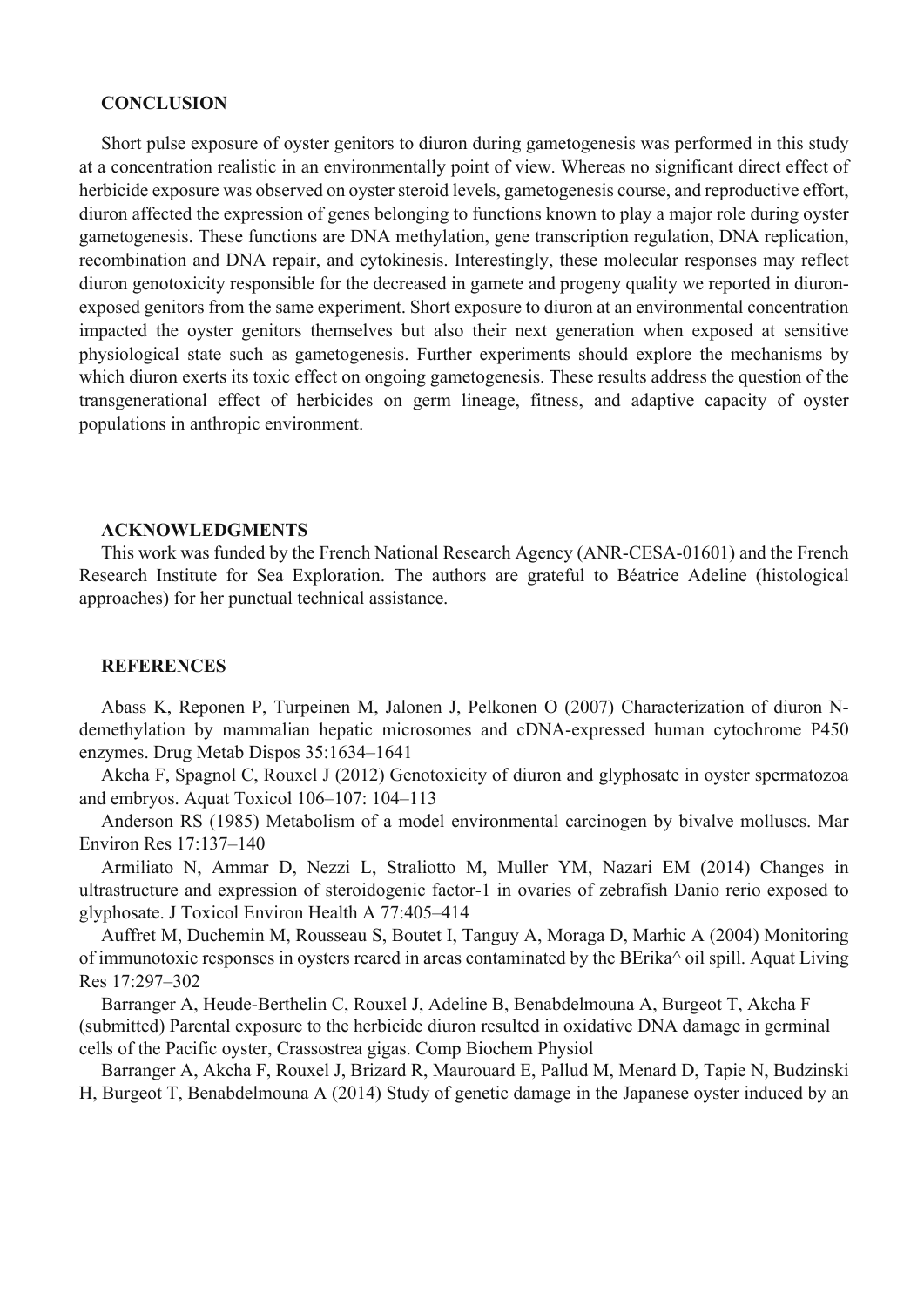## CONCLUSION

Short pulse exposure of oyster genitors to diuron during gametogenesis was performed in this study at a concentration realistic in an environmentally point of view. Whereas no significant direct effect of herbicide exposure was observed on oyster steroid levels, gametogenesis course, and reproductive effort, diuron affected the expression of genes belonging to functions known to play a major role during oyster gametogenesis. These functions are DNA methylation, gene transcription regulation, DNA replication, recombination and DNA repair, and cytokinesis. Interestingly, these molecular responses may reflect diuron genotoxicity responsible for the decreased in gamete and progeny quality we reported in diuron-exposed genitors from the same experiment. Short exposure to diuron at an environmental concentration impacted the oyster genitors themselves but also their next generation when exposed at sensitive physiological state such as gametogenesis. Further experiments should explore the mechanisms by which diuron exerts its toxic effect on ongoing gametogenesis. These results address the question of the transgenerational effect of herbicides on germ lineage, fitness, and adaptive capacity of oyster populations in anthropic environment.

## ACKNOWLEDGMENTS

This work was funded by the French National Research Agency (ANR-CESA-01601) and the French Research Institute for Sea Exploration. The authors are grateful to Béatrice Adeline (histological approaches) for her punctual technical assistance.

## REFERENCES

Abass K, Reponen P, Turpeinen M, Jalonen J, Pelkonen O (2007) Characterization of diuron N-demethylation by mammalian hepatic microsomes and cDNA-expressed human cytochrome P450 enzymes. Drug Metab Dispos 35:1634–1641

Akcha F, Spagnol C, Rouxel J (2012) Genotoxicity of diuron and glyphosate in oyster spermatozoa and embryos. Aquat Toxicol 106–107: 104–113

Anderson RS (1985) Metabolism of a model environmental carcinogen by bivalve molluscs. Mar Environ Res 17:137–140

Armiliato N, Ammar D, Nezzi L, Straliotto M, Muller YM, Nazari EM (2014) Changes in ultrastructure and expression of steroidogenic factor-1 in ovaries of zebrafish Danio rerio exposed to glyphosate. J Toxicol Environ Health A 77:405–414

Auffret M, Duchemin M, Rousseau S, Boutet I, Tanguy A, Moraga D, Marhic A (2004) Monitoring of immunotoxic responses in oysters reared in areas contaminated by the BErika^ oil spill. Aquat Living Res 17:297–302

Barranger A, Heude-Berthelin C, Rouxel J, Adeline B, Benabdelmouna A, Burgeot T, Akcha F (submitted) Parental exposure to the herbicide diuron resulted in oxidative DNA damage in germinal cells of the Pacific oyster, Crassostrea gigas. Comp Biochem Physiol

Barranger A, Akcha F, Rouxel J, Brizard R, Maurouard E, Pallud M, Menard D, Tapie N, Budzinski H, Burgeot T, Benabdelmouna A (2014) Study of genetic damage in the Japanese oyster induced by an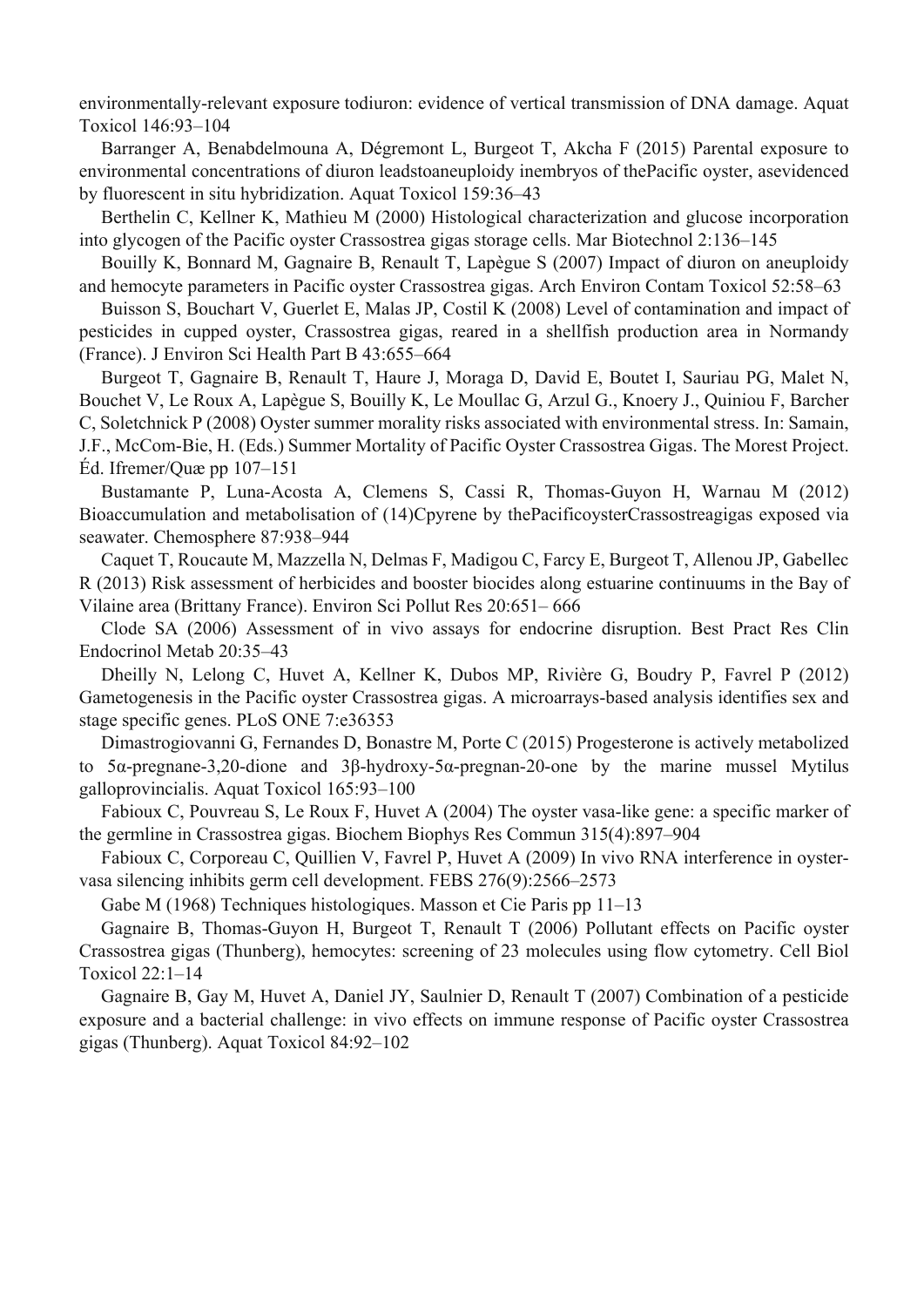environmentally-relevant exposure todiuron: evidence of vertical transmission of DNA damage. Aquat Toxicol 146:93–104

Barranger A, Benabdelmouna A, Dégremont L, Burgeot T, Akcha F (2015) Parental exposure to environmental concentrations of diuron leadstoaneuploidy inembryos of thePacific oyster, asevidenced by fluorescent in situ hybridization. Aquat Toxicol 159:36–43

Berthelin C, Kellner K, Mathieu M (2000) Histological characterization and glucose incorporation into glycogen of the Pacific oyster Crassostrea gigas storage cells. Mar Biotechnol 2:136–145

Bouilly K, Bonnard M, Gagnaire B, Renault T, Lapègue S (2007) Impact of diuron on aneuploidy and hemocyte parameters in Pacific oyster Crassostrea gigas. Arch Environ Contam Toxicol 52:58–63

Buisson S, Bouchart V, Guerlet E, Malas JP, Costil K (2008) Level of contamination and impact of pesticides in cupped oyster, Crassostrea gigas, reared in a shellfish production area in Normandy (France). J Environ Sci Health Part B 43:655–664

Burgeot T, Gagnaire B, Renault T, Haure J, Moraga D, David E, Boutet I, Sauriau PG, Malet N, Bouchet V, Le Roux A, Lapègue S, Bouilly K, Le Moullac G, Arzul G., Knoery J., Quiniou F, Barcher C, Soletchnick P (2008) Oyster summer morality risks associated with environmental stress. In: Samain, J.F., McCom-Bie, H. (Eds.) Summer Mortality of Pacific Oyster Crassostrea Gigas. The Morest Project. Éd. Ifremer/Quæ pp 107–151

Bustamante P, Luna-Acosta A, Clemens S, Cassi R, Thomas-Guyon H, Warnau M (2012) Bioaccumulation and metabolisation of (14)Cpyrene by thePacificoysterCrassostreagigas exposed via seawater. Chemosphere 87:938–944

Caquet T, Roucaute M, Mazzella N, Delmas F, Madigou C, Farcy E, Burgeot T, Allenou JP, Gabellec R (2013) Risk assessment of herbicides and booster biocides along estuarine continuums in the Bay of Vilaine area (Brittany France). Environ Sci Pollut Res 20:651– 666

Clode SA (2006) Assessment of in vivo assays for endocrine disruption. Best Pract Res Clin Endocrinol Metab 20:35–43

Dheilly N, Lelong C, Huvet A, Kellner K, Dubos MP, Rivière G, Boudry P, Favrel P (2012) Gametogenesis in the Pacific oyster Crassostrea gigas. A microarrays-based analysis identifies sex and stage specific genes. PLoS ONE 7:e36353

Dimastrogiovanni G, Fernandes D, Bonastre M, Porte C (2015) Progesterone is actively metabolized to 5α-pregnane-3,20-dione and 3β-hydroxy-5α-pregnan-20-one by the marine mussel Mytilus galloprovincialis. Aquat Toxicol 165:93–100

Fabioux C, Pouvreau S, Le Roux F, Huvet A (2004) The oyster vasa-like gene: a specific marker of the germline in Crassostrea gigas. Biochem Biophys Res Commun 315(4):897–904

Fabioux C, Corporeau C, Quillien V, Favrel P, Huvet A (2009) In vivo RNA interference in oyster-vasa silencing inhibits germ cell development. FEBS 276(9):2566–2573

Gabe M (1968) Techniques histologiques. Masson et Cie Paris pp 11–13

Gagnaire B, Thomas-Guyon H, Burgeot T, Renault T (2006) Pollutant effects on Pacific oyster Crassostrea gigas (Thunberg), hemocytes: screening of 23 molecules using flow cytometry. Cell Biol Toxicol 22:1–14

Gagnaire B, Gay M, Huvet A, Daniel JY, Saulnier D, Renault T (2007) Combination of a pesticide exposure and a bacterial challenge: in vivo effects on immune response of Pacific oyster Crassostrea gigas (Thunberg). Aquat Toxicol 84:92–102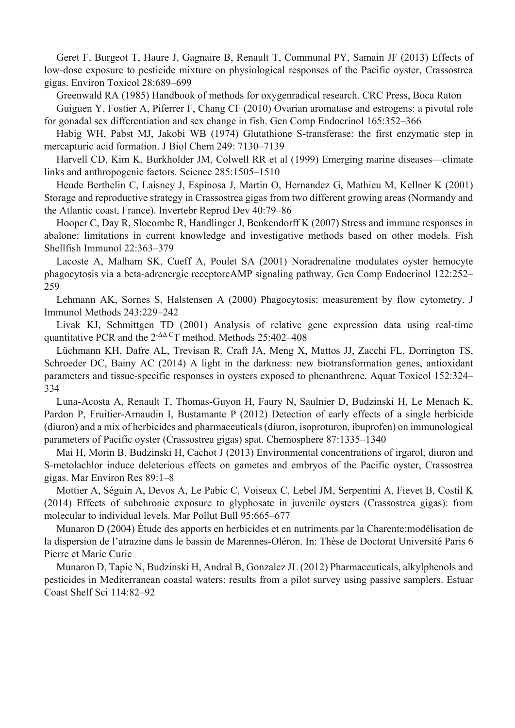Geret F, Burgeot T, Haure J, Gagnaire B, Renault T, Communal PY, Samain JF (2013) Effects of low-dose exposure to pesticide mixture on physiological responses of the Pacific oyster, Crassostrea gigas. Environ Toxicol 28:689–699

Greenwald RA (1985) Handbook of methods for oxygenradical research. CRC Press, Boca Raton

Guiguen Y, Fostier A, Piferrer F, Chang CF (2010) Ovarian aromatase and estrogens: a pivotal role for gonadal sex differentiation and sex change in fish. Gen Comp Endocrinol 165:352–366

Habig WH, Pabst MJ, Jakobi WB (1974) Glutathione S-transferase: the first enzymatic step in mercapturic acid formation. J Biol Chem 249: 7130–7139

Harvell CD, Kim K, Burkholder JM, Colwell RR et al (1999) Emerging marine diseases—climate links and anthropogenic factors. Science 285:1505–1510

Heude Berthelin C, Laisney J, Espinosa J, Martin O, Hernandez G, Mathieu M, Kellner K (2001) Storage and reproductive strategy in Crassostrea gigas from two different growing areas (Normandy and the Atlantic coast, France). Invertebr Reprod Dev 40:79–86

Hooper C, Day R, Slocombe R, Handlinger J, Benkendorff K (2007) Stress and immune responses in abalone: limitations in current knowledge and investigative methods based on other models. Fish Shellfish Immunol 22:363–379

Lacoste A, Malham SK, Cueff A, Poulet SA (2001) Noradrenaline modulates oyster hemocyte phagocytosis via a beta-adrenergic receptorcAMP signaling pathway. Gen Comp Endocrinol 122:252–259

Lehmann AK, Sornes S, Halstensen A (2000) Phagocytosis: measurement by flow cytometry. J Immunol Methods 243:229–242

Livak KJ, Schmittgen TD (2001) Analysis of relative gene expression data using real-time quantitative PCR and the $2^{-\Delta\Delta C}T$ method. Methods 25:402–408

Lüchmann KH, Dafre AL, Trevisan R, Craft JA, Meng X, Mattos JJ, Zacchi FL, Dorrington TS, Schroeder DC, Bainy AC (2014) A light in the darkness: new biotransformation genes, antioxidant parameters and tissue-specific responses in oysters exposed to phenanthrene. Aquat Toxicol 152:324–334

Luna-Acosta A, Renault T, Thomas-Guyon H, Faury N, Saulnier D, Budzinski H, Le Menach K, Pardon P, Fruitier-Arnaudin I, Bustamante P (2012) Detection of early effects of a single herbicide (diuron) and a mix of herbicides and pharmaceuticals (diuron, isoproturon, ibuprofen) on immunological parameters of Pacific oyster (Crassostrea gigas) spat. Chemosphere 87:1335–1340

Mai H, Morin B, Budzinski H, Cachot J (2013) Environmental concentrations of irgarol, diuron and S-metolachlor induce deleterious effects on gametes and embryos of the Pacific oyster, Crassostrea gigas. Mar Environ Res 89:1–8

Mottier A, Séguin A, Devos A, Le Pabic C, Voiseux C, Lebel JM, Serpentini A, Fievet B, Costil K (2014) Effects of subchronic exposure to glyphosate in juvenile oysters (Crassostrea gigas): from molecular to individual levels. Mar Pollut Bull 95:665–677

Munaron D (2004) Étude des apports en herbicides et en nutriments par la Charente:modélisation de la dispersion de l'atrazine dans le bassin de Marennes-Oléron. In: Thèse de Doctorat Université Paris 6 Pierre et Marie Curie

Munaron D, Tapie N, Budzinski H, Andral B, Gonzalez JL (2012) Pharmaceuticals, alkylphenols and pesticides in Mediterranean coastal waters: results from a pilot survey using passive samplers. Estuar Coast Shelf Sci 114:82–92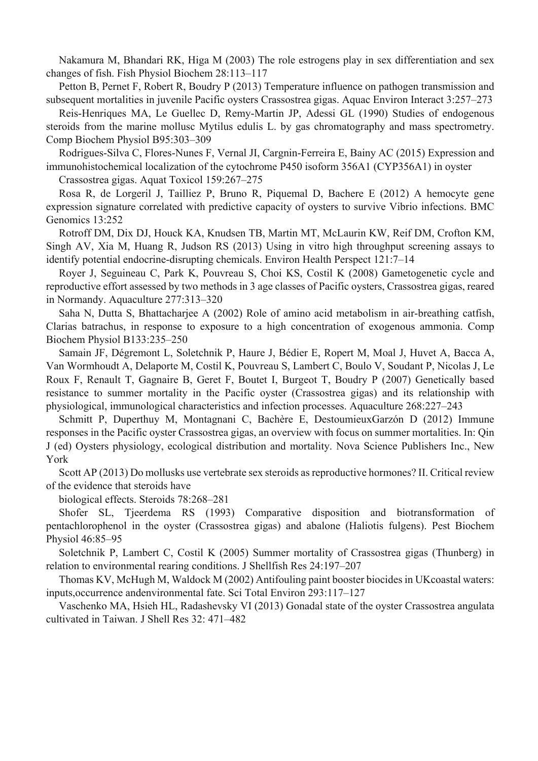Nakamura M, Bhandari RK, Higa M (2003) The role estrogens play in sex differentiation and sex changes of fish. Fish Physiol Biochem 28:113–117

Petton B, Pernet F, Robert R, Boudry P (2013) Temperature influence on pathogen transmission and subsequent mortalities in juvenile Pacific oysters Crassostrea gigas. Aquac Environ Interact 3:257–273

Reis-Henriques MA, Le Guellec D, Remy-Martin JP, Adessi GL (1990) Studies of endogenous steroids from the marine mollusc Mytilus edulis L. by gas chromatography and mass spectrometry. Comp Biochem Physiol B95:303–309

Rodrigues-Silva C, Flores-Nunes F, Vernal JI, Cargnin-Ferreira E, Bainy AC (2015) Expression and immunohistochemical localization of the cytochrome P450 isoform 356A1 (CYP356A1) in oyster

Crassostrea gigas. Aquat Toxicol 159:267–275

Rosa R, de Lorgeril J, Tailliez P, Bruno R, Piquemal D, Bachere E (2012) A hemocyte gene expression signature correlated with predictive capacity of oysters to survive Vibrio infections. BMC Genomics 13:252

Rotroff DM, Dix DJ, Houck KA, Knudsen TB, Martin MT, McLaurin KW, Reif DM, Crofton KM, Singh AV, Xia M, Huang R, Judson RS (2013) Using in vitro high throughput screening assays to identify potential endocrine-disrupting chemicals. Environ Health Perspect 121:7–14

Royer J, Seguineau C, Park K, Pouvreau S, Choi KS, Costil K (2008) Gametogenetic cycle and reproductive effort assessed by two methods in 3 age classes of Pacific oysters, Crassostrea gigas, reared in Normandy. Aquaculture 277:313–320

Saha N, Dutta S, Bhattacharjee A (2002) Role of amino acid metabolism in air-breathing catfish, Clarias batrachus, in response to exposure to a high concentration of exogenous ammonia. Comp Biochem Physiol B133:235–250

Samain JF, Dégremont L, Soletchnik P, Haure J, Bédier E, Ropert M, Moal J, Huvet A, Bacca A, Van Wormhoudt A, Delaporte M, Costil K, Pouvreau S, Lambert C, Boulo V, Soudant P, Nicolas J, Le Roux F, Renault T, Gagnaire B, Geret F, Boutet I, Burgeot T, Boudry P (2007) Genetically based resistance to summer mortality in the Pacific oyster (Crassostrea gigas) and its relationship with physiological, immunological characteristics and infection processes. Aquaculture 268:227–243

Schmitt P, Duperthuy M, Montagnani C, Bachère E, DestoumieuxGarzón D (2012) Immune responses in the Pacific oyster Crassostrea gigas, an overview with focus on summer mortalities. In: Qin J (ed) Oysters physiology, ecological distribution and mortality. Nova Science Publishers Inc., New York

Scott AP (2013) Do mollusks use vertebrate sex steroids as reproductive hormones? II. Critical review of the evidence that steroids have

biological effects. Steroids 78:268–281

Shofer SL, Tjeerdema RS (1993) Comparative disposition and biotransformation of pentachlorophenol in the oyster (Crassostrea gigas) and abalone (Haliotis fulgens). Pest Biochem Physiol 46:85–95

Soletchnik P, Lambert C, Costil K (2005) Summer mortality of Crassostrea gigas (Thunberg) in relation to environmental rearing conditions. J Shellfish Res 24:197–207

Thomas KV, McHugh M, Waldock M (2002) Antifouling paint booster biocides in UKcoastal waters: inputs,occurrence andenvironmental fate. Sci Total Environ 293:117–127

Vaschenko MA, Hsieh HL, Radashevsky VI (2013) Gonadal state of the oyster Crassostrea angulata cultivated in Taiwan. J Shell Res 32: 471–482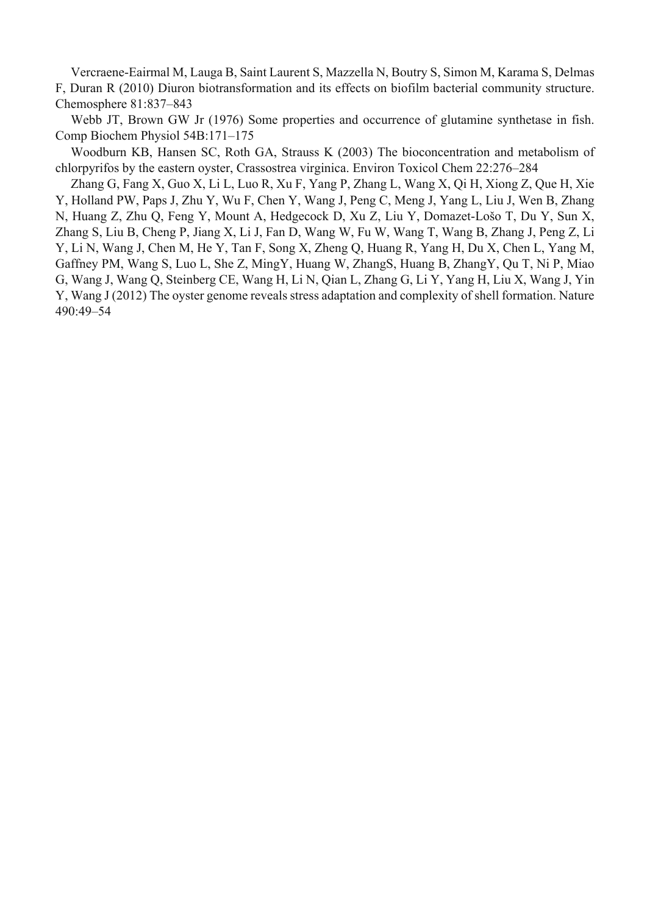Vercraene-Eairmal M, Lauga B, Saint Laurent S, Mazzella N, Boutry S, Simon M, Karama S, Delmas F, Duran R (2010) Diuron biotransformation and its effects on biofilm bacterial community structure. Chemosphere 81:837–843

Webb JT, Brown GW Jr (1976) Some properties and occurrence of glutamine synthetase in fish. Comp Biochem Physiol 54B:171–175

Woodburn KB, Hansen SC, Roth GA, Strauss K (2003) The bioconcentration and metabolism of chlorpyrifos by the eastern oyster, Crassostrea virginica. Environ Toxicol Chem 22:276–284

Zhang G, Fang X, Guo X, Li L, Luo R, Xu F, Yang P, Zhang L, Wang X, Qi H, Xiong Z, Que H, Xie Y, Holland PW, Paps J, Zhu Y, Wu F, Chen Y, Wang J, Peng C, Meng J, Yang L, Liu J, Wen B, Zhang N, Huang Z, Zhu Q, Feng Y, Mount A, Hedgecock D, Xu Z, Liu Y, Domazet-Lošo T, Du Y, Sun X, Zhang S, Liu B, Cheng P, Jiang X, Li J, Fan D, Wang W, Fu W, Wang T, Wang B, Zhang J, Peng Z, Li Y, Li N, Wang J, Chen M, He Y, Tan F, Song X, Zheng Q, Huang R, Yang H, Du X, Chen L, Yang M, Gaffney PM, Wang S, Luo L, She Z, MingY, Huang W, ZhangS, Huang B, ZhangY, Qu T, Ni P, Miao G, Wang J, Wang Q, Steinberg CE, Wang H, Li N, Qian L, Zhang G, Li Y, Yang H, Liu X, Wang J, Yin Y, Wang J (2012) The oyster genome reveals stress adaptation and complexity of shell formation. Nature 490:49–54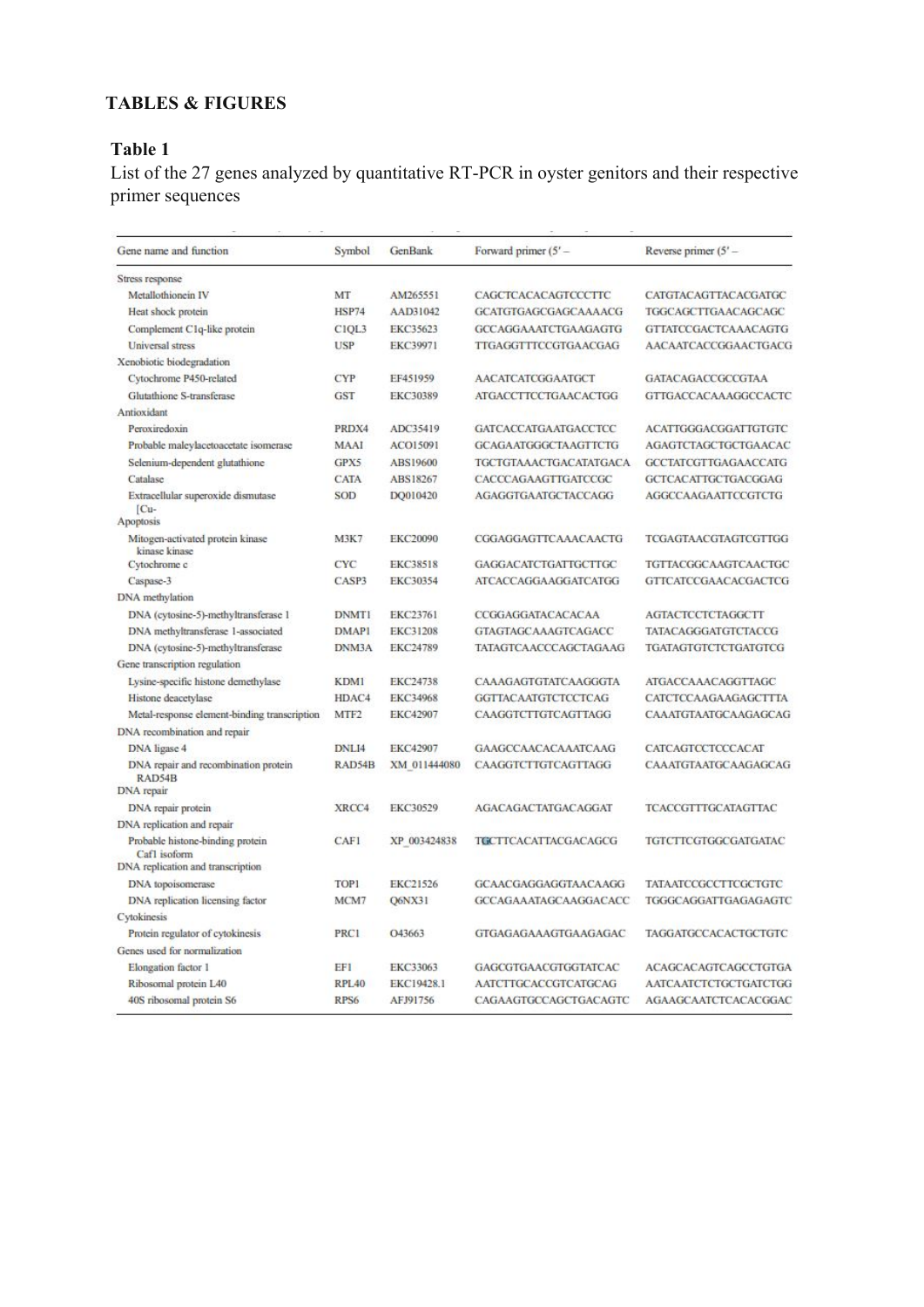**TABLES & FIGURES**

**Table 1**

List of the 27 genes analyzed by quantitative RT-PCR in oyster genitors and their respective primer sequences

| Gene name and function | Symbol | GenBank | Forward primer (5' – | Reverse primer (5' – |
|---|---|---|---|---|
| Stress response | | | | |
| Metallothionein IV | MT | AM265551 | CAGCTCACACAGTCCCTTC | CATGTACAGTTACACGATGC |
| Heat shock protein | HSP74 | AAD31042 | GCATGTGAGCGAGCAAAACG | TGGCAGCTTGAACAGCAGC |
| Complement C1q-like protein | C1QL3 | EKC35623 | GCCAGGAAATCTGAAGAGTG | GTTATCCGACTCAAACAGTG |
| Universal stress | USP | EKC39971 | TTGAGGTTTCCGTGAACGAG | AACAATCACCGGAACTGACG |
| Xenobiotic biodegradation | | | | |
| Cytochrome P450-related | CYP | EF451959 | AACATCATCGGAATGCT | GATACAGACCGCCGTAA |
| Glutathione S-transferase | GST | EKC30389 | ATGACCTTCCTGAACACTGG | GTTGACCACAAAGGCCACTC |
| Antioxidant | | | | |
| Peroxiredoxin | PRDX4 | ADC35419 | GATCACCATGAATGACCTCC | ACATTGGGACGGATTGTGTC |
| Probable maleylacetoacetate isomerase | MAAI | ACO15091 | GCAGAATGGGCTAAGTTCTG | AGAGTCTAGCTGCTGAACAC |
| Selenium-dependent glutathione | GPX5 | ABS19600 | TGCTGTAAACTGACATATGACA | GCCTATCGTTGAGAACCATG |
| Catalase | CATA | ABS18267 | CACCCAGAAGTTGATCCGC | GCTCACATTGCTGACGGAG |
| Extracellular superoxide dismutase [Cu- | SOD | DQ010420 | AGAGGTGAATGCTACCAGG | AGGCCAAGAATTCCGTCTG |
| Apoptosis | | | | |
| Mitogen-activated protein kinase kinase kinase | M3K7 | EKC20090 | CGGAGGAGTTCAAACAACTG | TCGAGTAACGTAGTCGTTGG |
| Cytochrome c | CYC | EKC38518 | GAGGACATCTGATTGCTTGC | TGTTACGGCAAGTCAACTGC |
| Caspase-3 | CASP3 | EKC30354 | ATCACCAGGAAGGATCATGG | GTTCATCCGAACACGACTCG |
| DNA methylation | | | | |
| DNA (cytosine-5)-methyltransferase 1 | DNMT1 | EKC23761 | CCGGAGGATACACACAA | AGTACTCCTCTAGGCTT |
| DNA methyltransferase 1-associated | DMAP1 | EKC31208 | GTAGTAGCAAAGTCAGACC | TATACAGGGATGTCTACCG |
| DNA (cytosine-5)-methyltransferase | DNM3A | EKC24789 | TATAGTCAACCCAGCTAGAAG | TGATAGTGTCTCTGATGTCG |
| Gene transcription regulation | | | | |
| Lysine-specific histone demethylase | KDM1 | EKC24738 | CAAAGAGTGTATCAAGGGTA | ATGACCAAACAGGTTAGC |
| Histone deacetylase | HDAC4 | EKC34968 | GGTTACAATGTCTCCTCAG | CATCTCCAAGAAGAGCTTTA |
| Metal-response element-binding transcription | MTF2 | EKC42907 | CAAGGTCTTGTCAGTTAGG | CAAATGTAATGCAAGAGCAG |
| DNA recombination and repair | | | | |
| DNA ligase 4 | DNLI4 | EKC42907 | GAAGCCAACACAAATCAAG | CATCAGTCCTCCCACAT |
| DNA repair and recombination protein RAD54B | RAD54B | XM_011444080 | CAAGGTCTTGTCAGTTAGG | CAAATGTAATGCAAGAGCAG |
| DNA repair | | | | |
| DNA repair protein | XRCC4 | EKC30529 | AGACAGACTATGACAGGAT | TCACCGTTTGCATAGTTAC |
| DNA replication and repair | | | | |
| Probable histone-binding protein Caf1 isoform | CAF1 | XP_003424838 | TGCTTCACATTACGACAGCG | TGTCTTCGTGGCGATGATAC |
| DNA replication and transcription | | | | |
| DNA topoisomerase | TOP1 | EKC21526 | GCAACGAGGAGGTAACAAGG | TATAATCCGCCTTCGCTGTC |
| DNA replication licensing factor | MCM7 | Q6NX31 | GCCAGAAATAGCAAGGACACC | TGGGCAGGATTGAGAGAGTC |
| Cytokinesis | | | | |
| Protein regulator of cytokinesis | PRC1 | O43663 | GTGAGAGAAAGTGAAGAGAC | TAGGATGCCACACTGCTGTC |
| Genes used for normalization | | | | |
| Elongation factor 1 | EF1 | EKC33063 | GAGCGTGAACGTGGTATCAC | ACAGCACAGTCAGCCTGTGA |
| Ribosomal protein L40 | RPL40 | EKC19428.1 | AATCTTGCACCGTCATGCAG | AATCAATCTCTGCTGATCTGG |
| 40S ribosomal protein S6 | RPS6 | AFJ91756 | CAGAAGTGCCAGCTGACAGTC | AGAAGCAATCTCACACGGAC |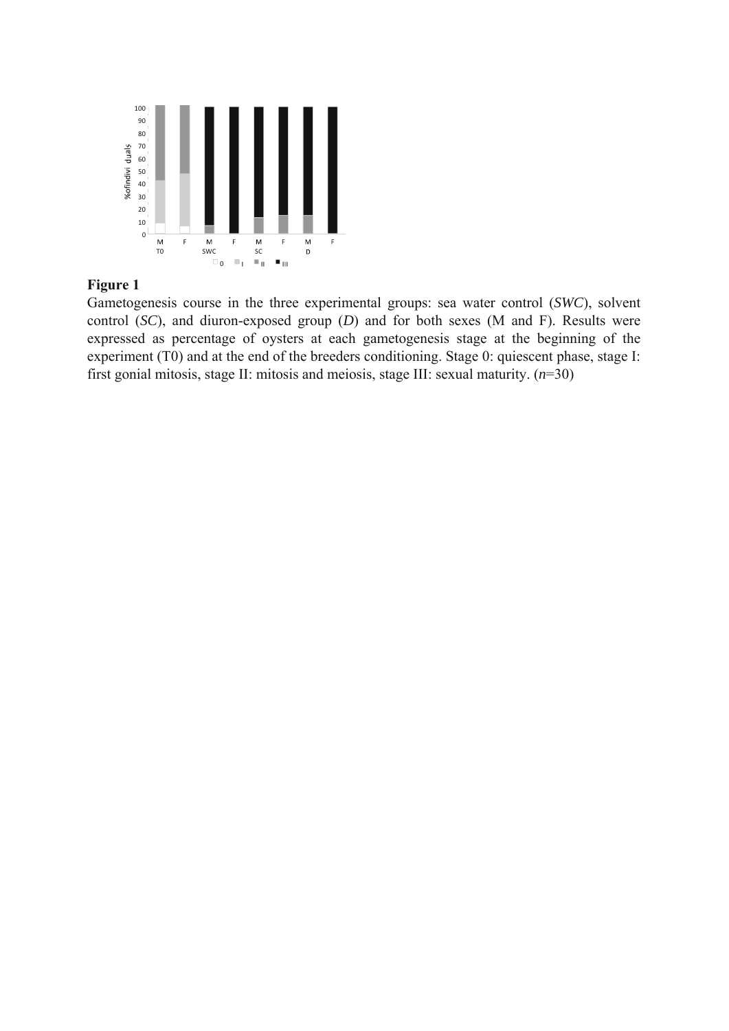**Figure 1**

Gametogenesis course in the three experimental groups: sea water control (*SWC*), solvent control (*SC*), and diuron-exposed group (*D*) and for both sexes (M and F). Results were expressed as percentage of oysters at each gametogenesis stage at the beginning of the experiment (T0) and at the end of the breeders conditioning. Stage 0: quiescent phase, stage I: first gonial mitosis, stage II: mitosis and meiosis, stage III: sexual maturity. (*n*=30)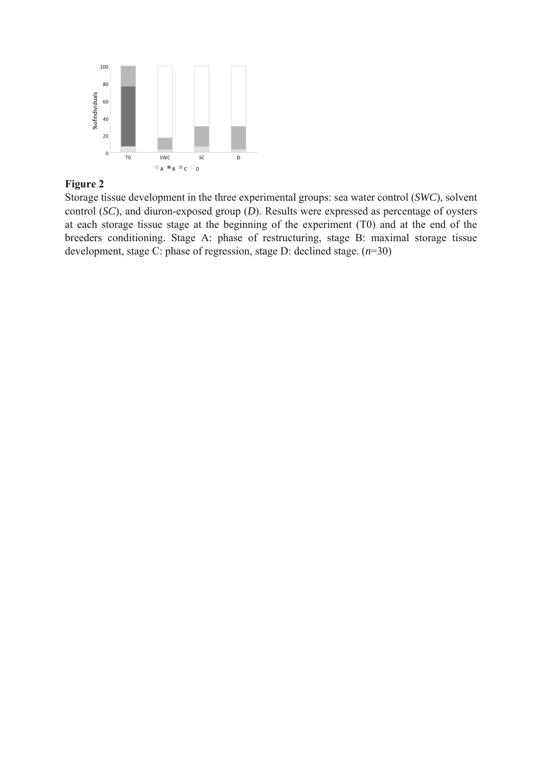**Figure 2**

Storage tissue development in the three experimental groups: sea water control (*SWC*), solvent control (*SC*), and diuron-exposed group (*D*). Results were expressed as percentage of oysters at each storage tissue stage at the beginning of the experiment (T0) and at the end of the breeders conditioning. Stage A: phase of restructuring, stage B: maximal storage tissue development, stage C: phase of regression, stage D: declined stage. (*n*=30)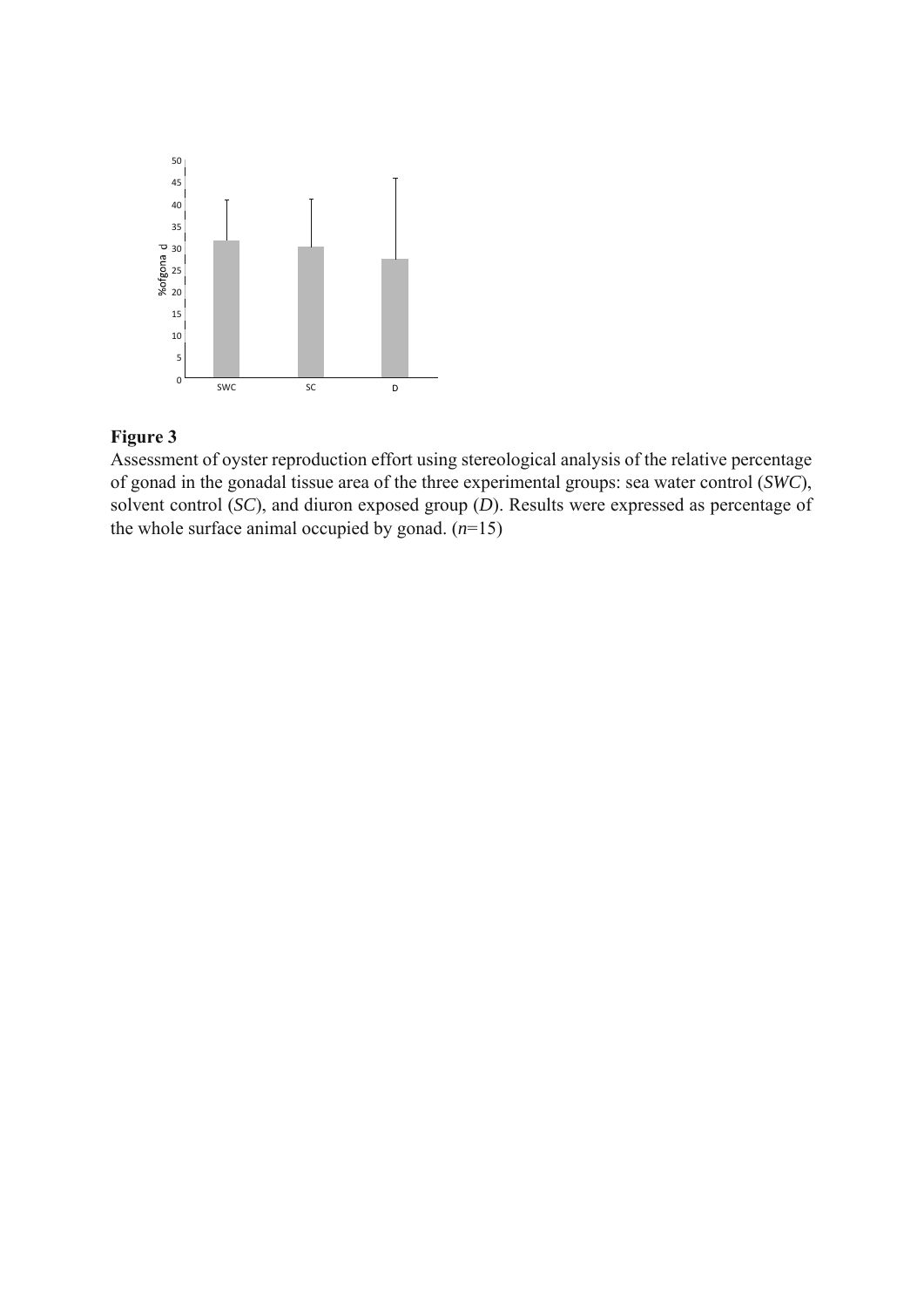**Figure 3**

Assessment of oyster reproduction effort using stereological analysis of the relative percentage of gonad in the gonadal tissue area of the three experimental groups: sea water control (*SWC*), solvent control (*SC*), and diuron exposed group (*D*). Results were expressed as percentage of the whole surface animal occupied by gonad. (*n*=15)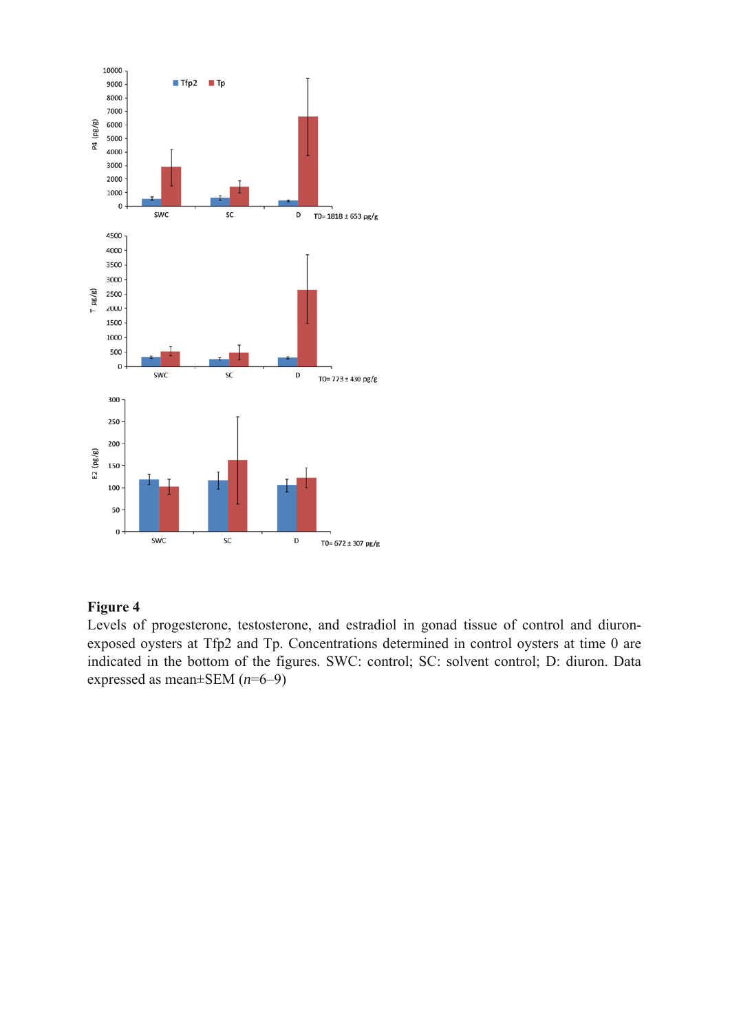**Figure 4**

Levels of progesterone, testosterone, and estradiol in gonad tissue of control and diuron-exposed oysters at Tfp2 and Tp. Concentrations determined in control oysters at time 0 are indicated in the bottom of the figures. SWC: control; SC: solvent control; D: diuron. Data expressed as mean±SEM (*n*=6–9)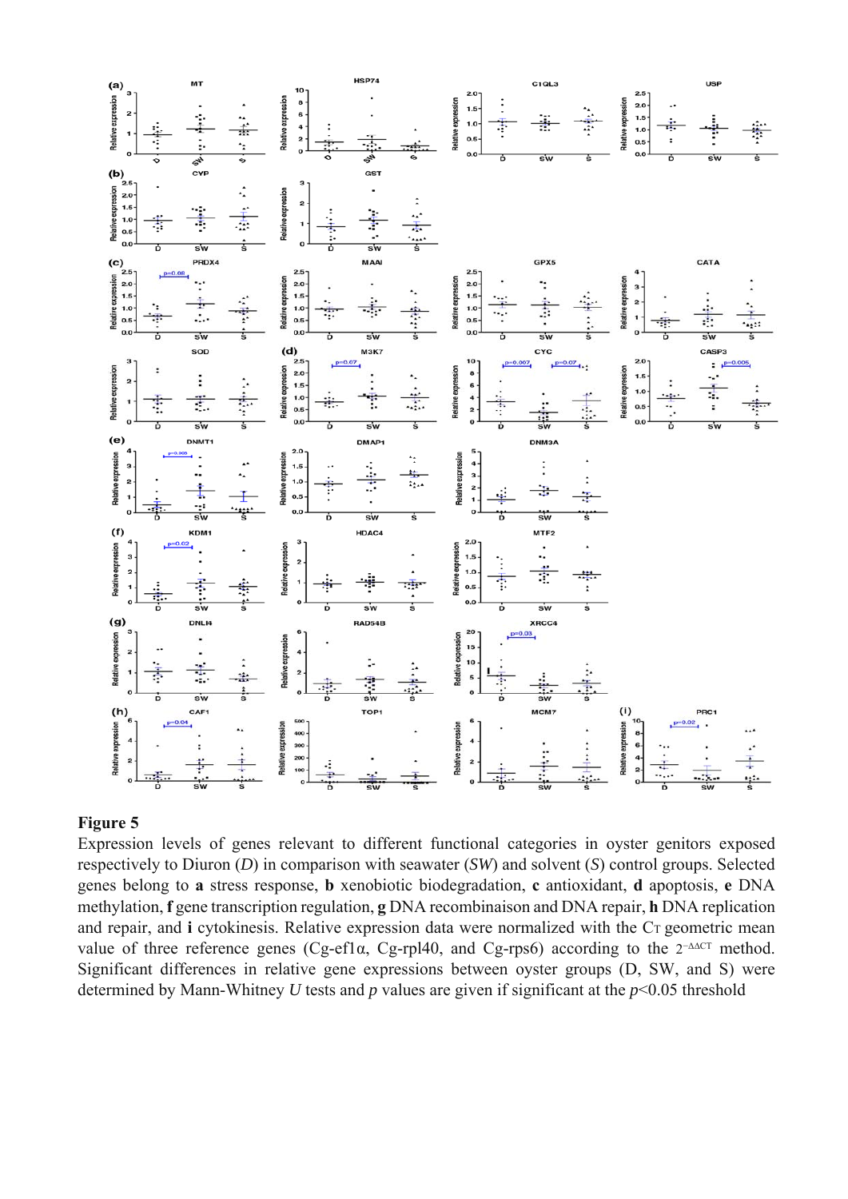**Figure 5**

Expression levels of genes relevant to different functional categories in oyster genitors exposed respectively to Diuron (*D*) in comparison with seawater (*SW*) and solvent (*S*) control groups. Selected genes belong to **a** stress response, **b** xenobiotic biodegradation, **c** antioxidant, **d** apoptosis, **e** DNA methylation, **f** gene transcription regulation, **g** DNA recombinaison and DNA repair, **h** DNA replication and repair, and **i** cytokinesis. Relative expression data were normalized with the $C_T$ geometric mean value of three reference genes (Cg-ef1α, Cg-rpl40, and Cg-rps6) according to the $2^{-\Delta\Delta CT}$ method. Significant differences in relative gene expressions between oyster groups (D, SW, and S) were determined by Mann-Whitney *U* tests and *p* values are given if significant at the $p<0.05$ threshold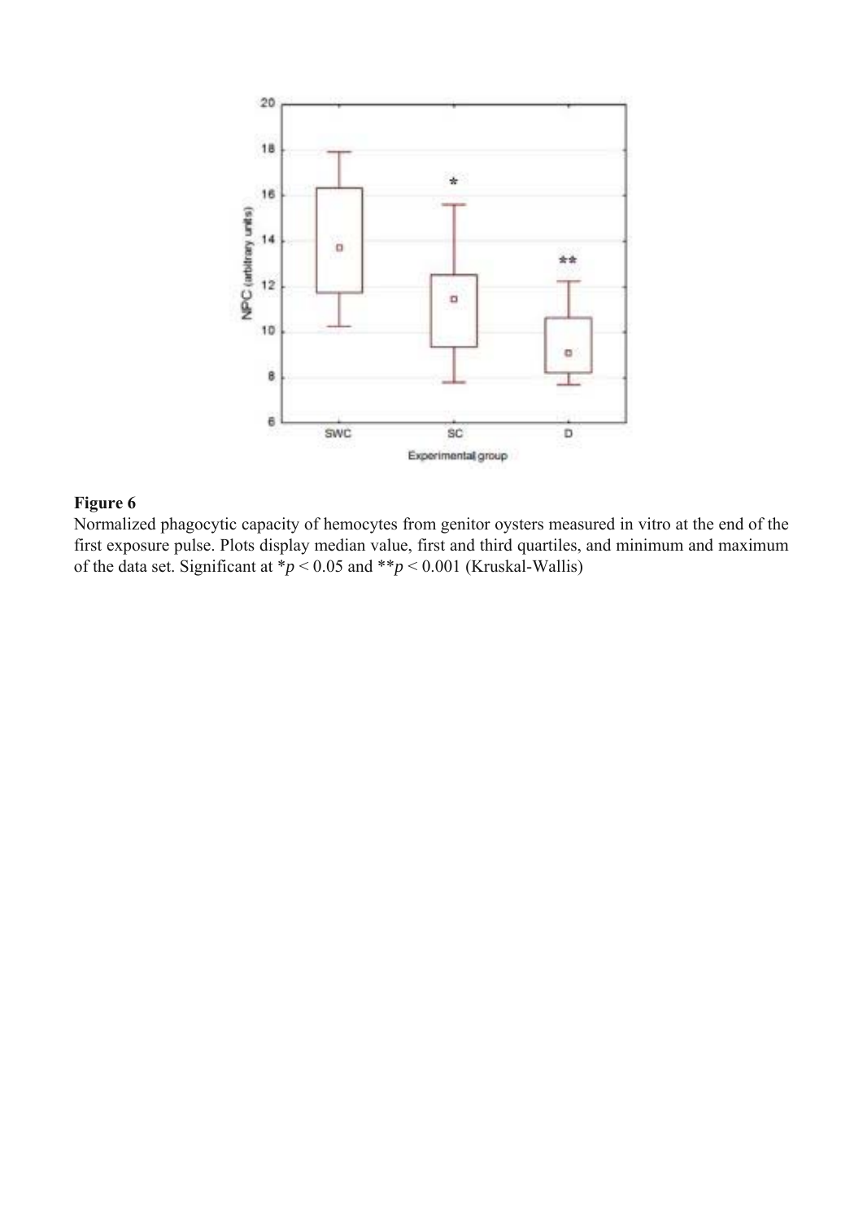20

18

16

14

12

10

8

6

NPC (arbitrary units)

SWC

SC

D

Experimental group

*

**

**Figure 6**

Normalized phagocytic capacity of hemocytes from genitor oysters measured in vitro at the end of the first exposure pulse. Plots display median value, first and third quartiles, and minimum and maximum of the data set. Significant at $*p < 0.05$ and $**p < 0.001$ (Kruskal-Wallis)